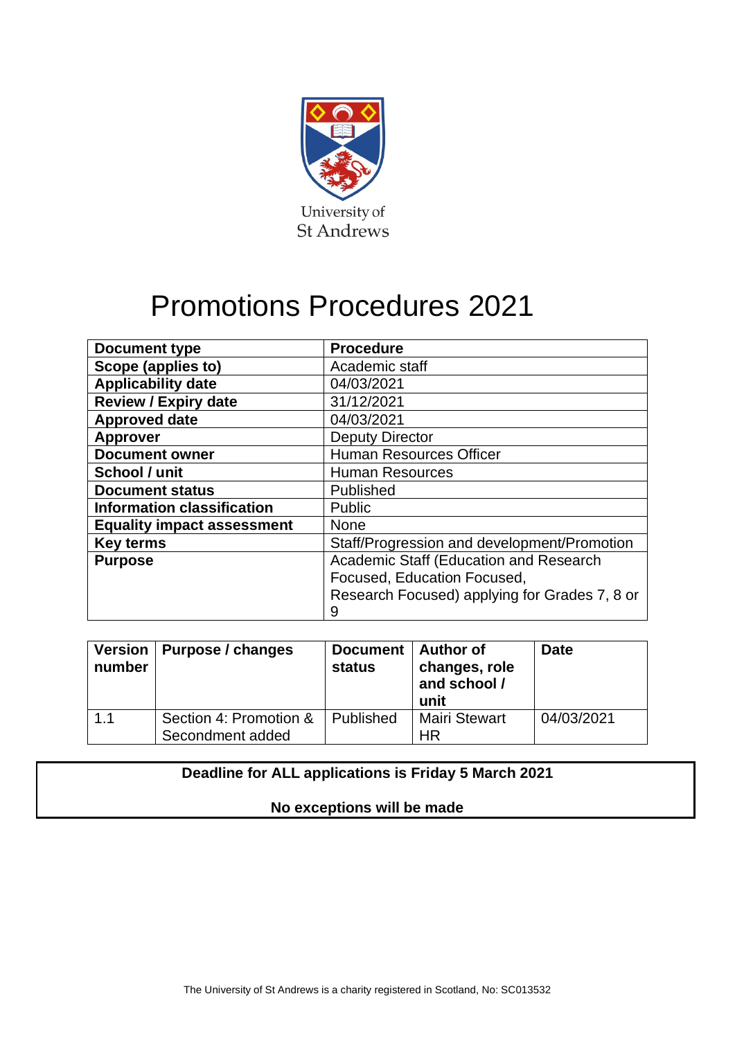University of
St Andrews

# Promotions Procedures 2021

| Document type | Procedure |
|---|---|
| Scope (applies to) | Academic staff |
| Applicability date | 04/03/2021 |
| Review / Expiry date | 31/12/2021 |
| Approved date | 04/03/2021 |
| Approver | Deputy Director |
| Document owner | Human Resources Officer |
| School / unit | Human Resources |
| Document status | Published |
| Information classification | Public |
| Equality impact assessment | None |
| Key terms | Staff/Progression and development/Promotion |
| Purpose | Academic Staff (Education and Research Focused, Education Focused, Research Focused) applying for Grades 7, 8 or 9 |

| Version number | Purpose / changes | Document status | Author of changes, role and school / unit | Date |
|---|---|---|---|---|
| 1.1 | Section 4: Promotion & Secondment added | Published | Mairi Stewart HR | 04/03/2021 |

**Deadline for ALL applications is Friday 5 March 2021**

**No exceptions will be made**

The University of St Andrews is a charity registered in Scotland, No: SC013532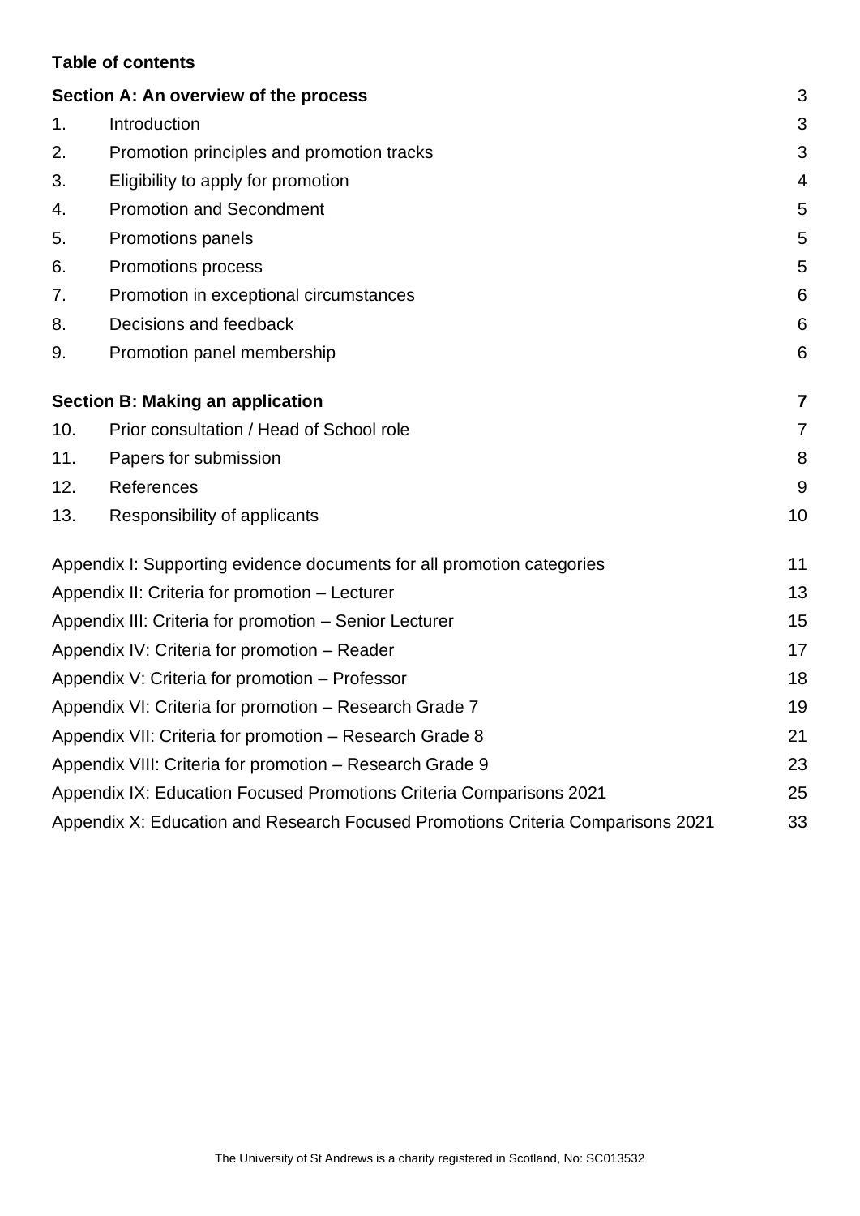**Table of contents**

| | | |
|---|---|---|
| **Section A: An overview of the process** | | 3 |
| 1. | Introduction | 3 |
| 2. | Promotion principles and promotion tracks | 3 |
| 3. | Eligibility to apply for promotion | 4 |
| 4. | Promotion and Secondment | 5 |
| 5. | Promotions panels | 5 |
| 6. | Promotions process | 5 |
| 7. | Promotion in exceptional circumstances | 6 |
| 8. | Decisions and feedback | 6 |
| 9. | Promotion panel membership | 6 |
| **Section B: Making an application** | | **7** |
| 10. | Prior consultation / Head of School role | 7 |
| 11. | Papers for submission | 8 |
| 12. | References | 9 |
| 13. | Responsibility of applicants | 10 |
| Appendix I: Supporting evidence documents for all promotion categories | | 11 |
| Appendix II: Criteria for promotion – Lecturer | | 13 |
| Appendix III: Criteria for promotion – Senior Lecturer | | 15 |
| Appendix IV: Criteria for promotion – Reader | | 17 |
| Appendix V: Criteria for promotion – Professor | | 18 |
| Appendix VI: Criteria for promotion – Research Grade 7 | | 19 |
| Appendix VII: Criteria for promotion – Research Grade 8 | | 21 |
| Appendix VIII: Criteria for promotion – Research Grade 9 | | 23 |
| Appendix IX: Education Focused Promotions Criteria Comparisons 2021 | | 25 |
| Appendix X: Education and Research Focused Promotions Criteria Comparisons 2021 | | 33 |

The University of St Andrews is a charity registered in Scotland, No: SC013532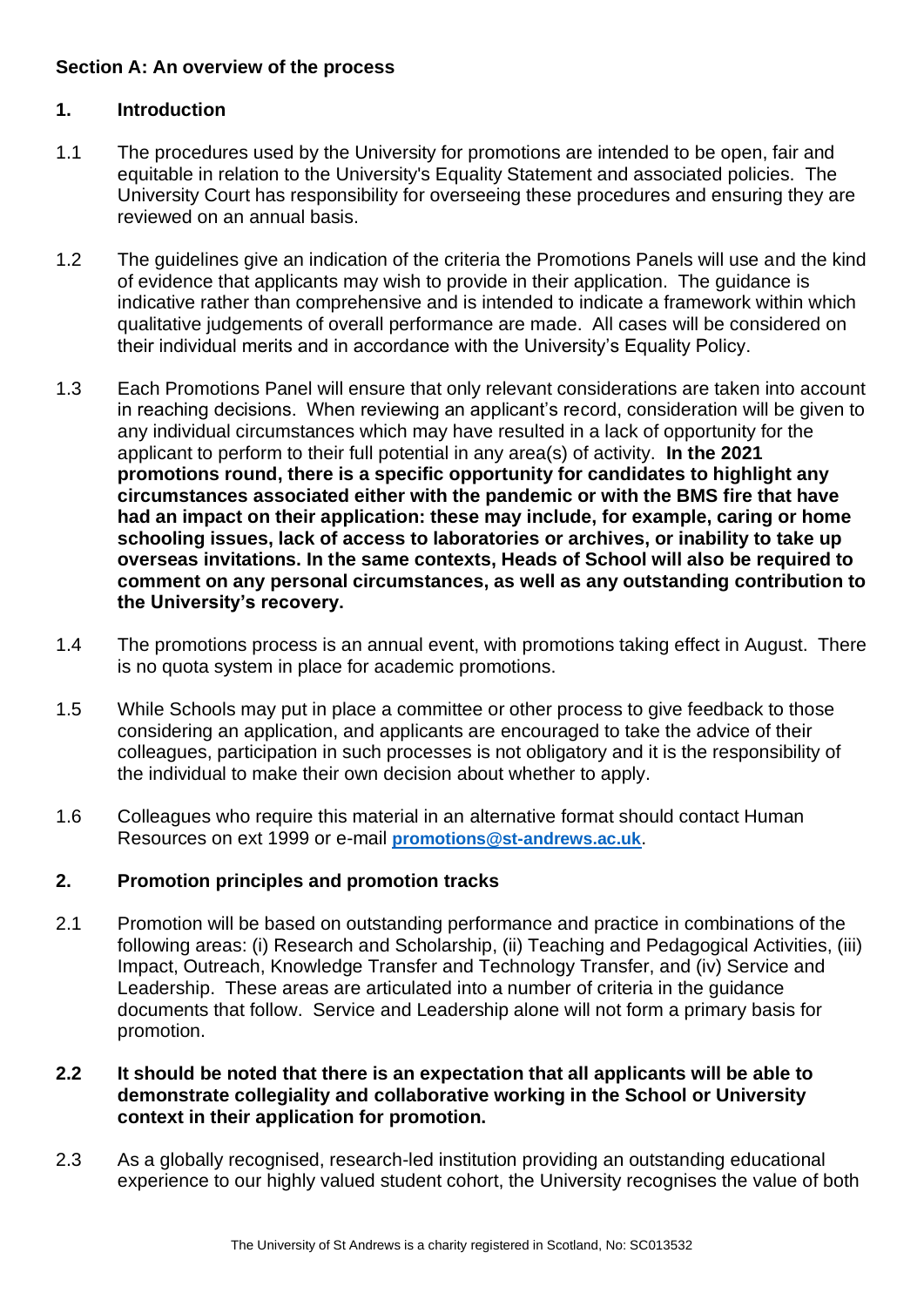## Section A: An overview of the process

### 1. Introduction

1.1 The procedures used by the University for promotions are intended to be open, fair and equitable in relation to the University's Equality Statement and associated policies. The University Court has responsibility for overseeing these procedures and ensuring they are reviewed on an annual basis.

1.2 The guidelines give an indication of the criteria the Promotions Panels will use and the kind of evidence that applicants may wish to provide in their application. The guidance is indicative rather than comprehensive and is intended to indicate a framework within which qualitative judgements of overall performance are made. All cases will be considered on their individual merits and in accordance with the University's Equality Policy.

1.3 Each Promotions Panel will ensure that only relevant considerations are taken into account in reaching decisions. When reviewing an applicant's record, consideration will be given to any individual circumstances which may have resulted in a lack of opportunity for the applicant to perform to their full potential in any area(s) of activity. **In the 2021 promotions round, there is a specific opportunity for candidates to highlight any circumstances associated either with the pandemic or with the BMS fire that have had an impact on their application: these may include, for example, caring or home schooling issues, lack of access to laboratories or archives, or inability to take up overseas invitations. In the same contexts, Heads of School will also be required to comment on any personal circumstances, as well as any outstanding contribution to the University's recovery.**

1.4 The promotions process is an annual event, with promotions taking effect in August. There is no quota system in place for academic promotions.

1.5 While Schools may put in place a committee or other process to give feedback to those considering an application, and applicants are encouraged to take the advice of their colleagues, participation in such processes is not obligatory and it is the responsibility of the individual to make their own decision about whether to apply.

1.6 Colleagues who require this material in an alternative format should contact Human Resources on ext 1999 or e-mail **promotions@st-andrews.ac.uk**.

### 2. Promotion principles and promotion tracks

2.1 Promotion will be based on outstanding performance and practice in combinations of the following areas: (i) Research and Scholarship, (ii) Teaching and Pedagogical Activities, (iii) Impact, Outreach, Knowledge Transfer and Technology Transfer, and (iv) Service and Leadership. These areas are articulated into a number of criteria in the guidance documents that follow. Service and Leadership alone will not form a primary basis for promotion.

**2.2 It should be noted that there is an expectation that all applicants will be able to demonstrate collegiality and collaborative working in the School or University context in their application for promotion.**

2.3 As a globally recognised, research-led institution providing an outstanding educational experience to our highly valued student cohort, the University recognises the value of both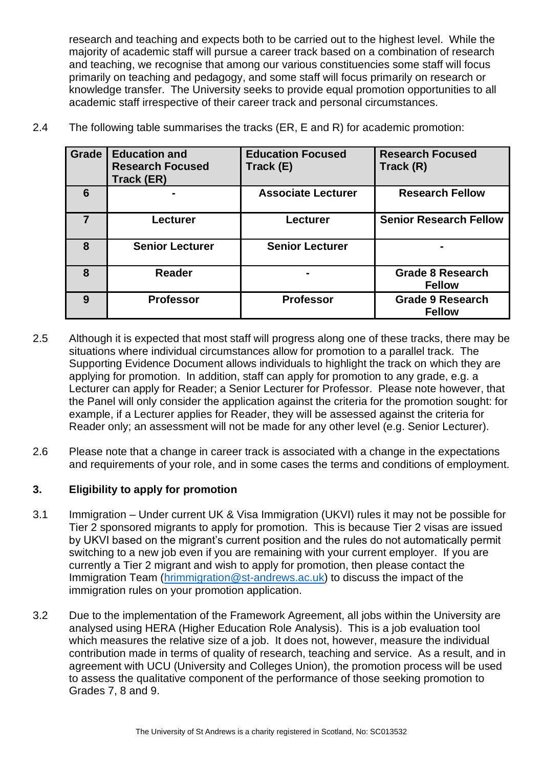research and teaching and expects both to be carried out to the highest level. While the majority of academic staff will pursue a career track based on a combination of research and teaching, we recognise that among our various constituencies some staff will focus primarily on teaching and pedagogy, and some staff will focus primarily on research or knowledge transfer. The University seeks to provide equal promotion opportunities to all academic staff irrespective of their career track and personal circumstances.

2.4 The following table summarises the tracks (ER, E and R) for academic promotion:

| Grade | Education and Research Focused Track (ER) | Education Focused Track (E) | Research Focused Track (R) |
|---|---|---|---|
| 6 | - | Associate Lecturer | Research Fellow |
| 7 | Lecturer | Lecturer | Senior Research Fellow |
| 8 | Senior Lecturer | Senior Lecturer | - |
| 8 | Reader | - | Grade 8 Research Fellow |
| 9 | Professor | Professor | Grade 9 Research Fellow |

2.5 Although it is expected that most staff will progress along one of these tracks, there may be situations where individual circumstances allow for promotion to a parallel track. The Supporting Evidence Document allows individuals to highlight the track on which they are applying for promotion. In addition, staff can apply for promotion to any grade, e.g. a Lecturer can apply for Reader; a Senior Lecturer for Professor. Please note however, that the Panel will only consider the application against the criteria for the promotion sought: for example, if a Lecturer applies for Reader, they will be assessed against the criteria for Reader only; an assessment will not be made for any other level (e.g. Senior Lecturer).

2.6 Please note that a change in career track is associated with a change in the expectations and requirements of your role, and in some cases the terms and conditions of employment.

## 3. Eligibility to apply for promotion

3.1 Immigration – Under current UK & Visa Immigration (UKVI) rules it may not be possible for Tier 2 sponsored migrants to apply for promotion. This is because Tier 2 visas are issued by UKVI based on the migrant's current position and the rules do not automatically permit switching to a new job even if you are remaining with your current employer. If you are currently a Tier 2 migrant and wish to apply for promotion, then please contact the Immigration Team (hrimmigration@st-andrews.ac.uk) to discuss the impact of the immigration rules on your promotion application.

3.2 Due to the implementation of the Framework Agreement, all jobs within the University are analysed using HERA (Higher Education Role Analysis). This is a job evaluation tool which measures the relative size of a job. It does not, however, measure the individual contribution made in terms of quality of research, teaching and service. As a result, and in agreement with UCU (University and Colleges Union), the promotion process will be used to assess the qualitative component of the performance of those seeking promotion to Grades 7, 8 and 9.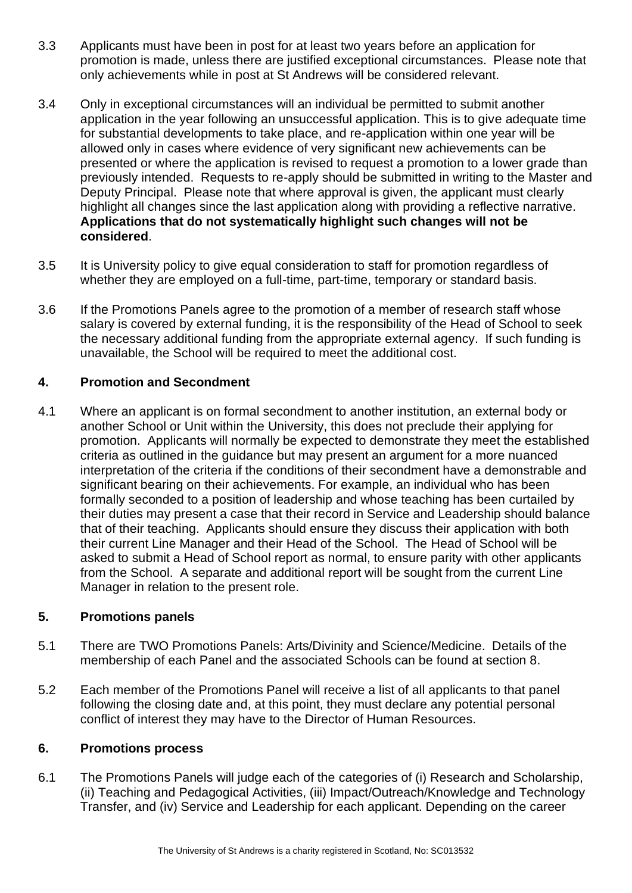3.3 Applicants must have been in post for at least two years before an application for promotion is made, unless there are justified exceptional circumstances. Please note that only achievements while in post at St Andrews will be considered relevant.

3.4 Only in exceptional circumstances will an individual be permitted to submit another application in the year following an unsuccessful application. This is to give adequate time for substantial developments to take place, and re-application within one year will be allowed only in cases where evidence of very significant new achievements can be presented or where the application is revised to request a promotion to a lower grade than previously intended. Requests to re-apply should be submitted in writing to the Master and Deputy Principal. Please note that where approval is given, the applicant must clearly highlight all changes since the last application along with providing a reflective narrative. **Applications that do not systematically highlight such changes will not be considered**.

3.5 It is University policy to give equal consideration to staff for promotion regardless of whether they are employed on a full-time, part-time, temporary or standard basis.

3.6 If the Promotions Panels agree to the promotion of a member of research staff whose salary is covered by external funding, it is the responsibility of the Head of School to seek the necessary additional funding from the appropriate external agency. If such funding is unavailable, the School will be required to meet the additional cost.

## 4. Promotion and Secondment

4.1 Where an applicant is on formal secondment to another institution, an external body or another School or Unit within the University, this does not preclude their applying for promotion. Applicants will normally be expected to demonstrate they meet the established criteria as outlined in the guidance but may present an argument for a more nuanced interpretation of the criteria if the conditions of their secondment have a demonstrable and significant bearing on their achievements. For example, an individual who has been formally seconded to a position of leadership and whose teaching has been curtailed by their duties may present a case that their record in Service and Leadership should balance that of their teaching. Applicants should ensure they discuss their application with both their current Line Manager and their Head of the School. The Head of School will be asked to submit a Head of School report as normal, to ensure parity with other applicants from the School. A separate and additional report will be sought from the current Line Manager in relation to the present role.

## 5. Promotions panels

5.1 There are TWO Promotions Panels: Arts/Divinity and Science/Medicine. Details of the membership of each Panel and the associated Schools can be found at section 8.

5.2 Each member of the Promotions Panel will receive a list of all applicants to that panel following the closing date and, at this point, they must declare any potential personal conflict of interest they may have to the Director of Human Resources.

## 6. Promotions process

6.1 The Promotions Panels will judge each of the categories of (i) Research and Scholarship, (ii) Teaching and Pedagogical Activities, (iii) Impact/Outreach/Knowledge and Technology Transfer, and (iv) Service and Leadership for each applicant. Depending on the career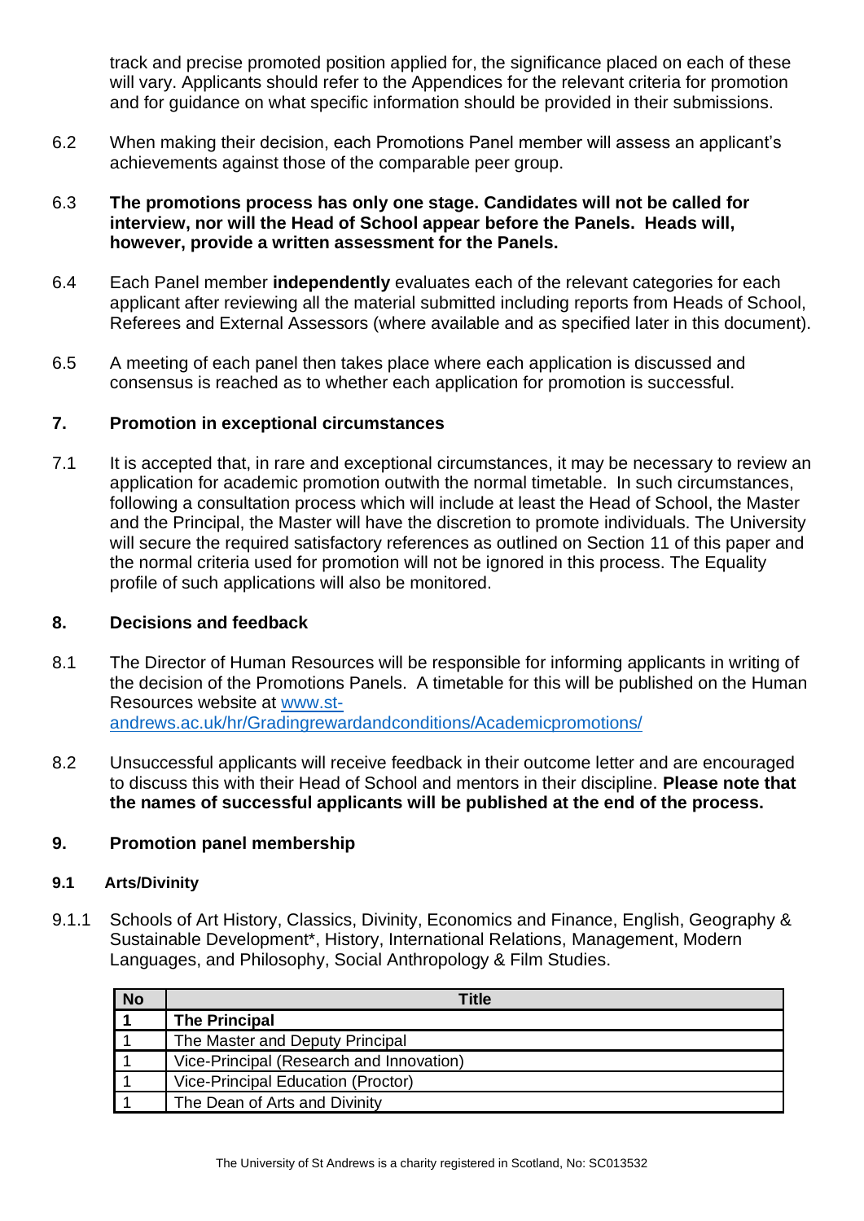track and precise promoted position applied for, the significance placed on each of these will vary. Applicants should refer to the Appendices for the relevant criteria for promotion and for guidance on what specific information should be provided in their submissions.

6.2 When making their decision, each Promotions Panel member will assess an applicant's achievements against those of the comparable peer group.

6.3 **The promotions process has only one stage. Candidates will not be called for interview, nor will the Head of School appear before the Panels. Heads will, however, provide a written assessment for the Panels.**

6.4 Each Panel member **independently** evaluates each of the relevant categories for each applicant after reviewing all the material submitted including reports from Heads of School, Referees and External Assessors (where available and as specified later in this document).

6.5 A meeting of each panel then takes place where each application is discussed and consensus is reached as to whether each application for promotion is successful.

## 7. Promotion in exceptional circumstances

7.1 It is accepted that, in rare and exceptional circumstances, it may be necessary to review an application for academic promotion outwith the normal timetable. In such circumstances, following a consultation process which will include at least the Head of School, the Master and the Principal, the Master will have the discretion to promote individuals. The University will secure the required satisfactory references as outlined on Section 11 of this paper and the normal criteria used for promotion will not be ignored in this process. The Equality profile of such applications will also be monitored.

## 8. Decisions and feedback

8.1 The Director of Human Resources will be responsible for informing applicants in writing of the decision of the Promotions Panels. A timetable for this will be published on the Human Resources website at [www.st-andrews.ac.uk/hr/Gradingrewardandconditions/Academicpromotions/](www.st-andrews.ac.uk/hr/Gradingrewardandconditions/Academicpromotions/)

8.2 Unsuccessful applicants will receive feedback in their outcome letter and are encouraged to discuss this with their Head of School and mentors in their discipline. **Please note that the names of successful applicants will be published at the end of the process.**

## 9. Promotion panel membership

### 9.1 Arts/Divinity

9.1.1 Schools of Art History, Classics, Divinity, Economics and Finance, English, Geography & Sustainable Development*, History, International Relations, Management, Modern Languages, and Philosophy, Social Anthropology & Film Studies.

| No | Title |
|---|---|
| **1** | **The Principal** |
| 1 | The Master and Deputy Principal |
| 1 | Vice-Principal (Research and Innovation) |
| 1 | Vice-Principal Education (Proctor) |
| 1 | The Dean of Arts and Divinity |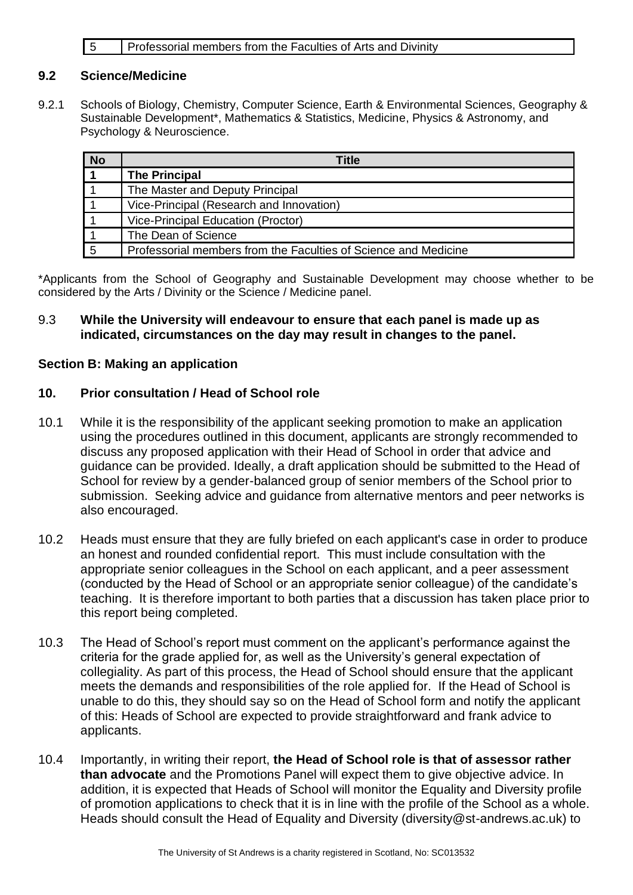| 5 | Professorial members from the Faculties of Arts and Divinity |
| --- | --- |

### 9.2 Science/Medicine

9.2.1 Schools of Biology, Chemistry, Computer Science, Earth & Environmental Sciences, Geography & Sustainable Development*, Mathematics & Statistics, Medicine, Physics & Astronomy, and Psychology & Neuroscience.

| No | Title |
| --- | --- |
| **1** | **The Principal** |
| 1 | The Master and Deputy Principal |
| 1 | Vice-Principal (Research and Innovation) |
| 1 | Vice-Principal Education (Proctor) |
| 1 | The Dean of Science |
| 5 | Professorial members from the Faculties of Science and Medicine |

*Applicants from the School of Geography and Sustainable Development may choose whether to be considered by the Arts / Divinity or the Science / Medicine panel.

9.3 **While the University will endeavour to ensure that each panel is made up as indicated, circumstances on the day may result in changes to the panel.**

## Section B: Making an application

### 10. Prior consultation / Head of School role

10.1 While it is the responsibility of the applicant seeking promotion to make an application using the procedures outlined in this document, applicants are strongly recommended to discuss any proposed application with their Head of School in order that advice and guidance can be provided. Ideally, a draft application should be submitted to the Head of School for review by a gender-balanced group of senior members of the School prior to submission. Seeking advice and guidance from alternative mentors and peer networks is also encouraged.

10.2 Heads must ensure that they are fully briefed on each applicant's case in order to produce an honest and rounded confidential report. This must include consultation with the appropriate senior colleagues in the School on each applicant, and a peer assessment (conducted by the Head of School or an appropriate senior colleague) of the candidate's teaching. It is therefore important to both parties that a discussion has taken place prior to this report being completed.

10.3 The Head of School's report must comment on the applicant's performance against the criteria for the grade applied for, as well as the University's general expectation of collegiality. As part of this process, the Head of School should ensure that the applicant meets the demands and responsibilities of the role applied for. If the Head of School is unable to do this, they should say so on the Head of School form and notify the applicant of this: Heads of School are expected to provide straightforward and frank advice to applicants.

10.4 Importantly, in writing their report, **the Head of School role is that of assessor rather than advocate** and the Promotions Panel will expect them to give objective advice. In addition, it is expected that Heads of School will monitor the Equality and Diversity profile of promotion applications to check that it is in line with the profile of the School as a whole. Heads should consult the Head of Equality and Diversity (diversity@st-andrews.ac.uk) to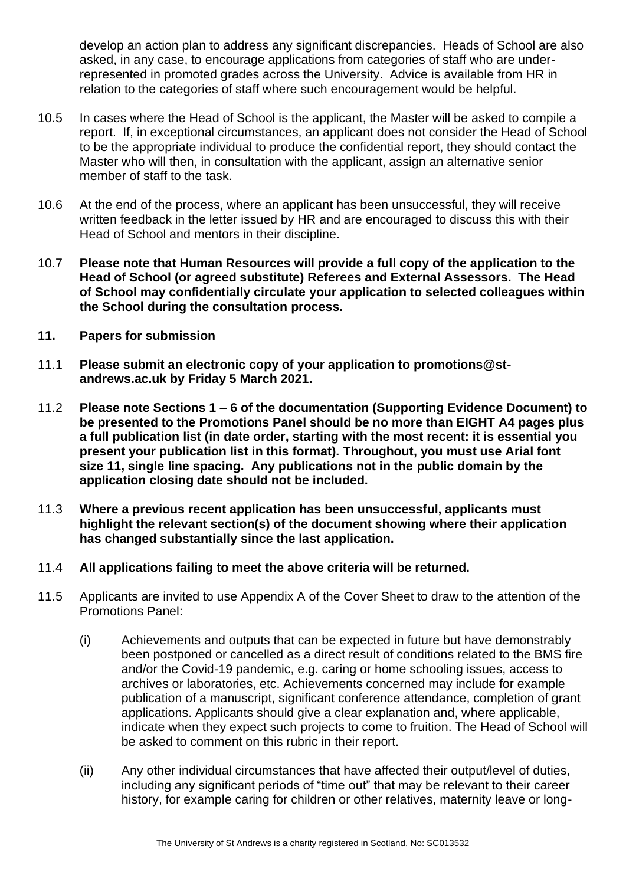develop an action plan to address any significant discrepancies. Heads of School are also asked, in any case, to encourage applications from categories of staff who are under-represented in promoted grades across the University. Advice is available from HR in relation to the categories of staff where such encouragement would be helpful.

10.5 In cases where the Head of School is the applicant, the Master will be asked to compile a report. If, in exceptional circumstances, an applicant does not consider the Head of School to be the appropriate individual to produce the confidential report, they should contact the Master who will then, in consultation with the applicant, assign an alternative senior member of staff to the task.

10.6 At the end of the process, where an applicant has been unsuccessful, they will receive written feedback in the letter issued by HR and are encouraged to discuss this with their Head of School and mentors in their discipline.

10.7 **Please note that Human Resources will provide a full copy of the application to the Head of School (or agreed substitute) Referees and External Assessors. The Head of School may confidentially circulate your application to selected colleagues within the School during the consultation process.**

## 11. Papers for submission

11.1 **Please submit an electronic copy of your application to promotions@st-andrews.ac.uk by Friday 5 March 2021.**

11.2 **Please note Sections 1 – 6 of the documentation (Supporting Evidence Document) to be presented to the Promotions Panel should be no more than EIGHT A4 pages plus a full publication list (in date order, starting with the most recent: it is essential you present your publication list in this format). Throughout, you must use Arial font size 11, single line spacing. Any publications not in the public domain by the application closing date should not be included.**

11.3 **Where a previous recent application has been unsuccessful, applicants must highlight the relevant section(s) of the document showing where their application has changed substantially since the last application.**

11.4 **All applications failing to meet the above criteria will be returned.**

11.5 Applicants are invited to use Appendix A of the Cover Sheet to draw to the attention of the Promotions Panel:

(i) Achievements and outputs that can be expected in future but have demonstrably been postponed or cancelled as a direct result of conditions related to the BMS fire and/or the Covid-19 pandemic, e.g. caring or home schooling issues, access to archives or laboratories, etc. Achievements concerned may include for example publication of a manuscript, significant conference attendance, completion of grant applications. Applicants should give a clear explanation and, where applicable, indicate when they expect such projects to come to fruition. The Head of School will be asked to comment on this rubric in their report.

(ii) Any other individual circumstances that have affected their output/level of duties, including any significant periods of "time out" that may be relevant to their career history, for example caring for children or other relatives, maternity leave or long-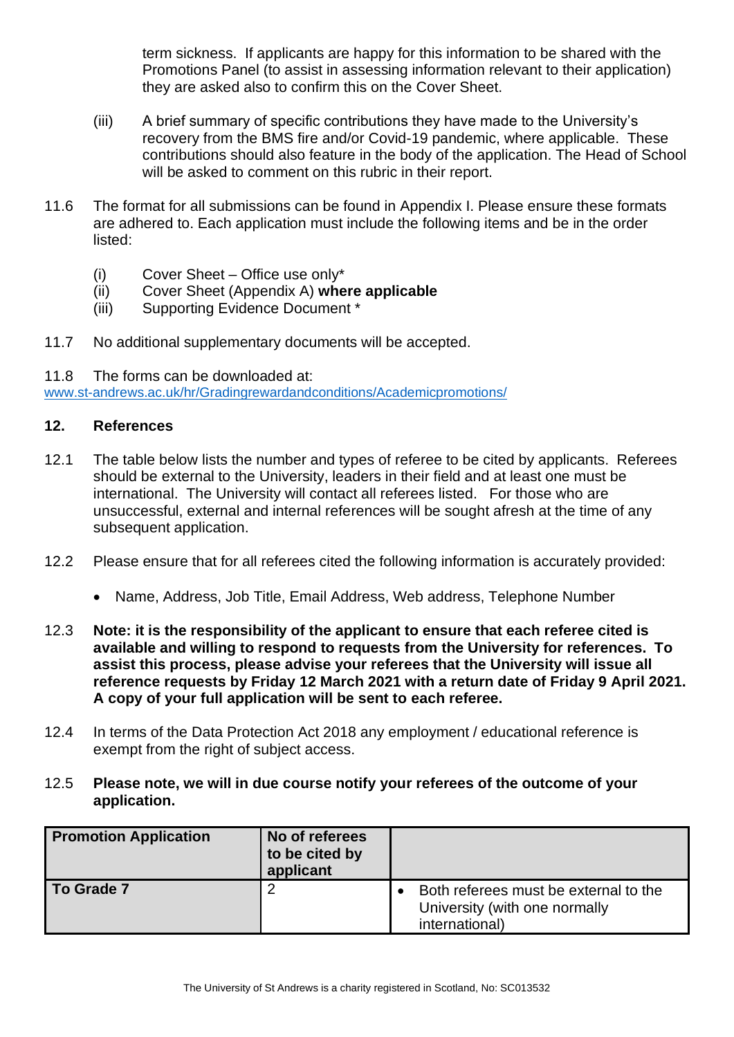term sickness. If applicants are happy for this information to be shared with the Promotions Panel (to assist in assessing information relevant to their application) they are asked also to confirm this on the Cover Sheet.

(iii) A brief summary of specific contributions they have made to the University's recovery from the BMS fire and/or Covid-19 pandemic, where applicable. These contributions should also feature in the body of the application. The Head of School will be asked to comment on this rubric in their report.

11.6 The format for all submissions can be found in Appendix I. Please ensure these formats are adhered to. Each application must include the following items and be in the order listed:

(i) Cover Sheet – Office use only*
(ii) Cover Sheet (Appendix A) **where applicable**
(iii) Supporting Evidence Document *

11.7 No additional supplementary documents will be accepted.

11.8 The forms can be downloaded at: www.st-andrews.ac.uk/hr/Gradingrewardandconditions/Academicpromotions/

## 12. References

12.1 The table below lists the number and types of referee to be cited by applicants. Referees should be external to the University, leaders in their field and at least one must be international. The University will contact all referees listed. For those who are unsuccessful, external and internal references will be sought afresh at the time of any subsequent application.

12.2 Please ensure that for all referees cited the following information is accurately provided:

- Name, Address, Job Title, Email Address, Web address, Telephone Number

12.3 **Note: it is the responsibility of the applicant to ensure that each referee cited is available and willing to respond to requests from the University for references. To assist this process, please advise your referees that the University will issue all reference requests by Friday 12 March 2021 with a return date of Friday 9 April 2021. A copy of your full application will be sent to each referee.**

12.4 In terms of the Data Protection Act 2018 any employment / educational reference is exempt from the right of subject access.

12.5 **Please note, we will in due course notify your referees of the outcome of your application.**

| Promotion Application | No of referees to be cited by applicant | |
|---|---|---|
| To Grade 7 | 2 | • Both referees must be external to the University (with one normally international) |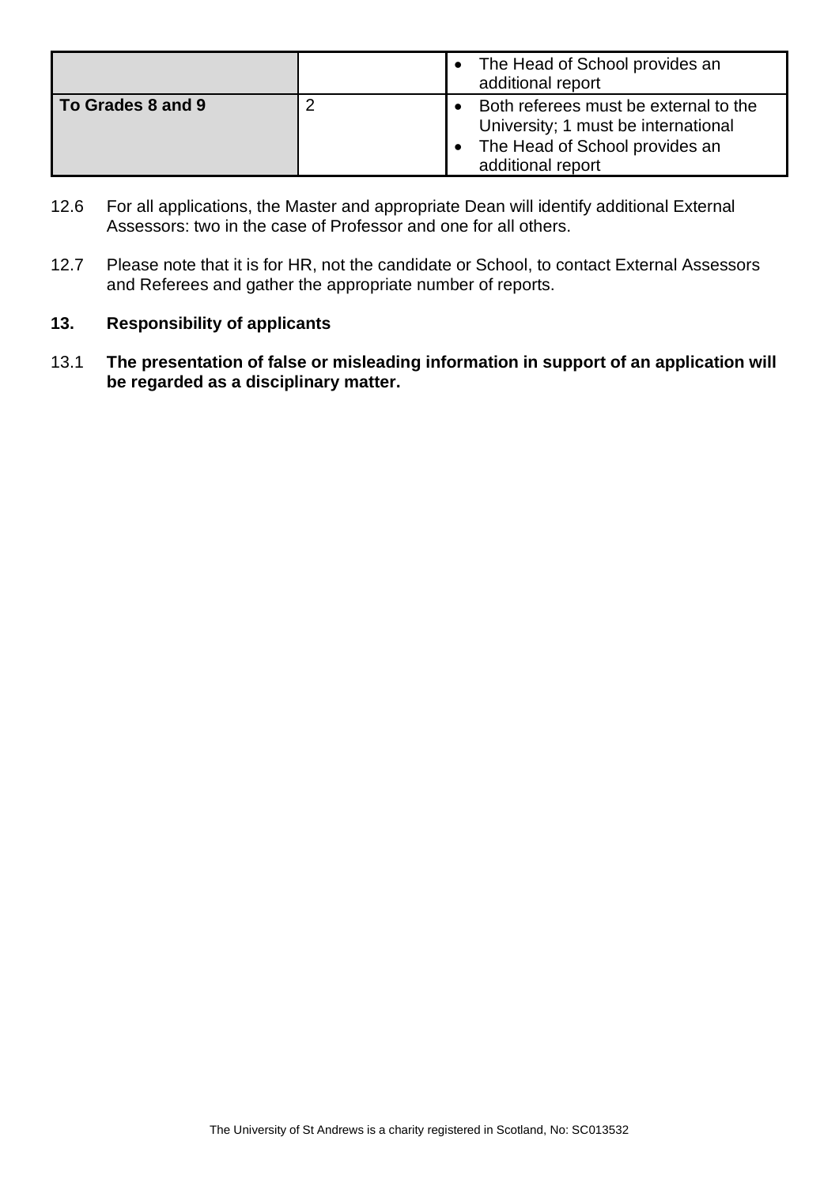| | | |
|---|---|---|
| | | • The Head of School provides an additional report |
| **To Grades 8 and 9** | 2 | • Both referees must be external to the University; 1 must be international<br>• The Head of School provides an additional report |

12.6 For all applications, the Master and appropriate Dean will identify additional External Assessors: two in the case of Professor and one for all others.

12.7 Please note that it is for HR, not the candidate or School, to contact External Assessors and Referees and gather the appropriate number of reports.

## 13. Responsibility of applicants

13.1 **The presentation of false or misleading information in support of an application will be regarded as a disciplinary matter.**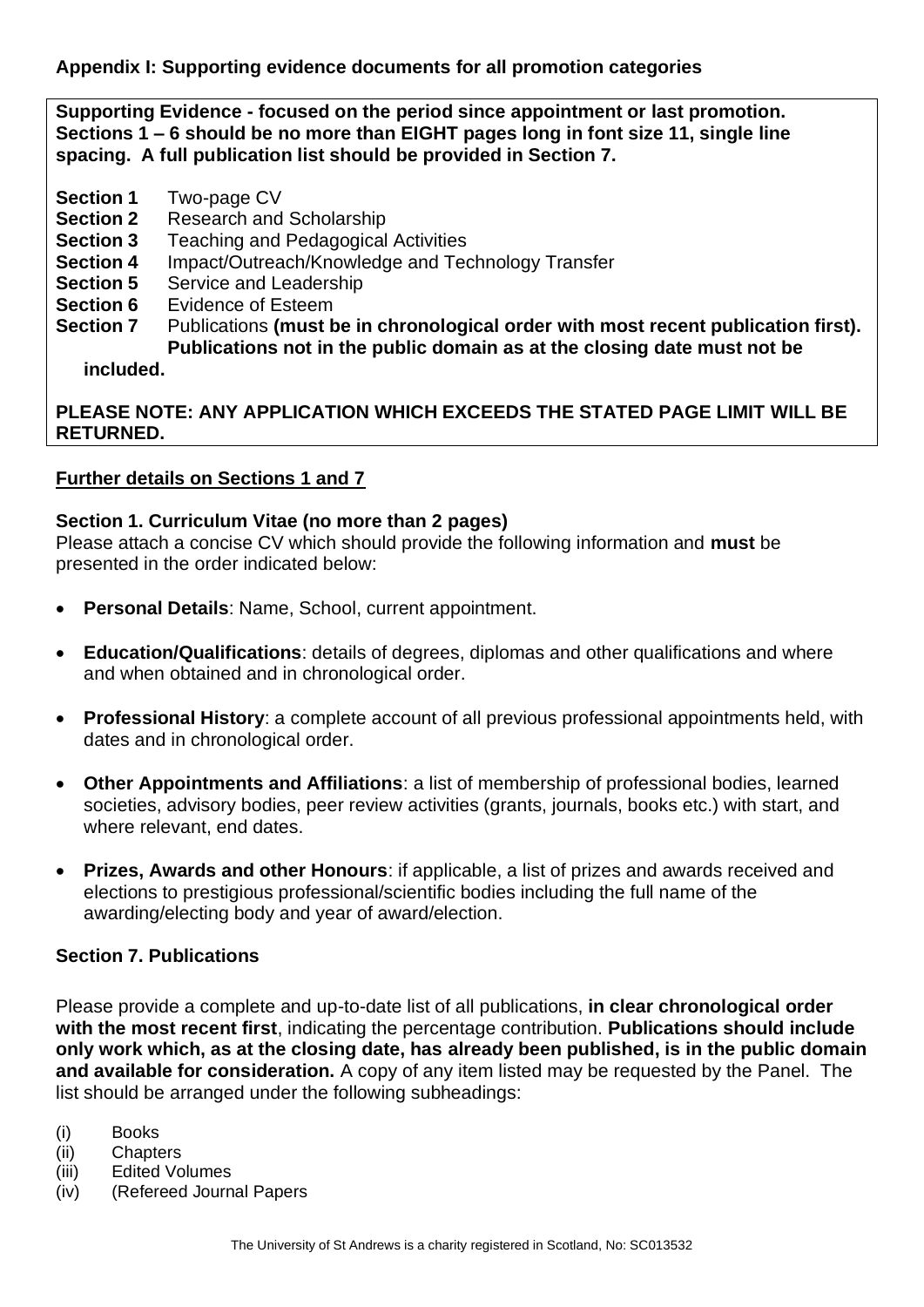**Appendix I: Supporting evidence documents for all promotion categories**

**Supporting Evidence - focused on the period since appointment or last promotion. Sections 1 – 6 should be no more than EIGHT pages long in font size 11, single line spacing. A full publication list should be provided in Section 7.**

**Section 1** Two-page CV
**Section 2** Research and Scholarship
**Section 3** Teaching and Pedagogical Activities
**Section 4** Impact/Outreach/Knowledge and Technology Transfer
**Section 5** Service and Leadership
**Section 6** Evidence of Esteem
**Section 7** Publications **(must be in chronological order with most recent publication first). Publications not in the public domain as at the closing date must not be included.**

**PLEASE NOTE: ANY APPLICATION WHICH EXCEEDS THE STATED PAGE LIMIT WILL BE RETURNED.**

**Further details on Sections 1 and 7**

**Section 1. Curriculum Vitae (no more than 2 pages)**

Please attach a concise CV which should provide the following information and **must** be presented in the order indicated below:

- **Personal Details**: Name, School, current appointment.
- **Education/Qualifications**: details of degrees, diplomas and other qualifications and where and when obtained and in chronological order.
- **Professional History**: a complete account of all previous professional appointments held, with dates and in chronological order.
- **Other Appointments and Affiliations**: a list of membership of professional bodies, learned societies, advisory bodies, peer review activities (grants, journals, books etc.) with start, and where relevant, end dates.
- **Prizes, Awards and other Honours**: if applicable, a list of prizes and awards received and elections to prestigious professional/scientific bodies including the full name of the awarding/electing body and year of award/election.

**Section 7. Publications**

Please provide a complete and up-to-date list of all publications, **in clear chronological order with the most recent first**, indicating the percentage contribution. **Publications should include only work which, as at the closing date, has already been published, is in the public domain and available for consideration.** A copy of any item listed may be requested by the Panel. The list should be arranged under the following subheadings:

(i) Books
(ii) Chapters
(iii) Edited Volumes
(iv) (Refereed Journal Papers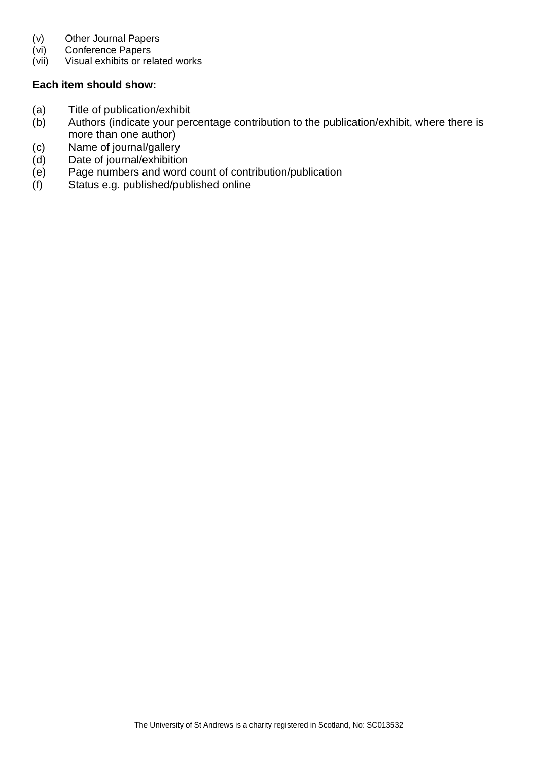(v) Other Journal Papers
(vi) Conference Papers
(vii) Visual exhibits or related works

**Each item should show:**

(a) Title of publication/exhibit
(b) Authors (indicate your percentage contribution to the publication/exhibit, where there is more than one author)
(c) Name of journal/gallery
(d) Date of journal/exhibition
(e) Page numbers and word count of contribution/publication
(f) Status e.g. published/published online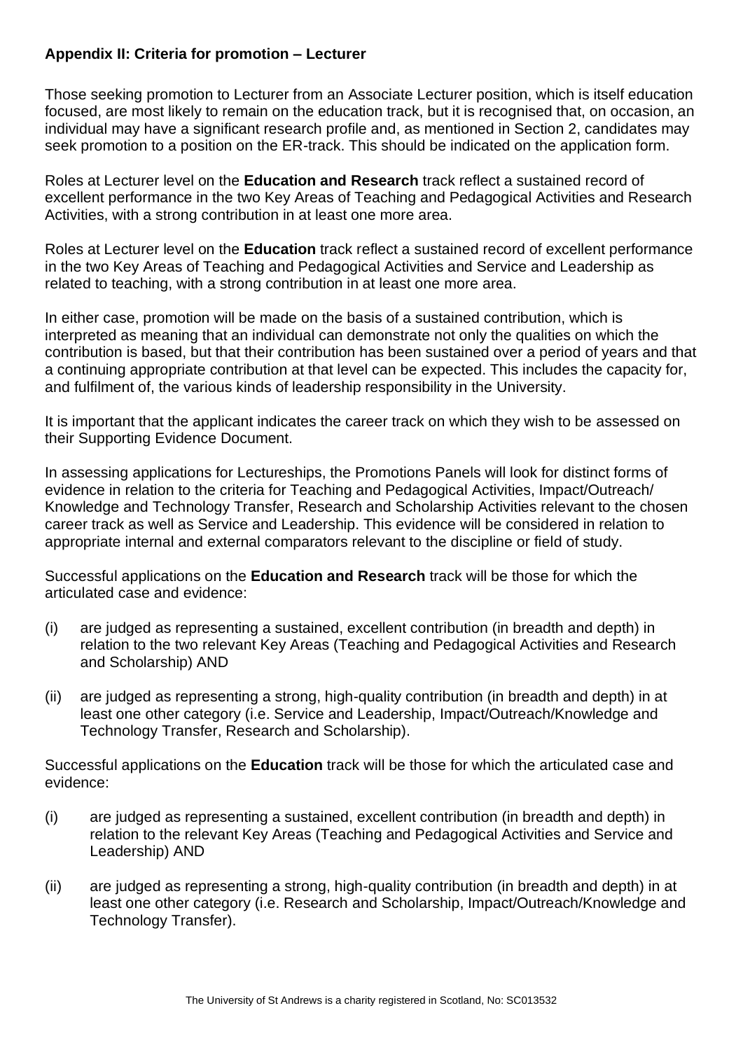## Appendix II: Criteria for promotion – Lecturer

Those seeking promotion to Lecturer from an Associate Lecturer position, which is itself education focused, are most likely to remain on the education track, but it is recognised that, on occasion, an individual may have a significant research profile and, as mentioned in Section 2, candidates may seek promotion to a position on the ER-track. This should be indicated on the application form.

Roles at Lecturer level on the **Education and Research** track reflect a sustained record of excellent performance in the two Key Areas of Teaching and Pedagogical Activities and Research Activities, with a strong contribution in at least one more area.

Roles at Lecturer level on the **Education** track reflect a sustained record of excellent performance in the two Key Areas of Teaching and Pedagogical Activities and Service and Leadership as related to teaching, with a strong contribution in at least one more area.

In either case, promotion will be made on the basis of a sustained contribution, which is interpreted as meaning that an individual can demonstrate not only the qualities on which the contribution is based, but that their contribution has been sustained over a period of years and that a continuing appropriate contribution at that level can be expected. This includes the capacity for, and fulfilment of, the various kinds of leadership responsibility in the University.

It is important that the applicant indicates the career track on which they wish to be assessed on their Supporting Evidence Document.

In assessing applications for Lectureships, the Promotions Panels will look for distinct forms of evidence in relation to the criteria for Teaching and Pedagogical Activities, Impact/Outreach/ Knowledge and Technology Transfer, Research and Scholarship Activities relevant to the chosen career track as well as Service and Leadership. This evidence will be considered in relation to appropriate internal and external comparators relevant to the discipline or field of study.

Successful applications on the **Education and Research** track will be those for which the articulated case and evidence:

(i) are judged as representing a sustained, excellent contribution (in breadth and depth) in relation to the two relevant Key Areas (Teaching and Pedagogical Activities and Research and Scholarship) AND

(ii) are judged as representing a strong, high-quality contribution (in breadth and depth) in at least one other category (i.e. Service and Leadership, Impact/Outreach/Knowledge and Technology Transfer, Research and Scholarship).

Successful applications on the **Education** track will be those for which the articulated case and evidence:

(i) are judged as representing a sustained, excellent contribution (in breadth and depth) in relation to the relevant Key Areas (Teaching and Pedagogical Activities and Service and Leadership) AND

(ii) are judged as representing a strong, high-quality contribution (in breadth and depth) in at least one other category (i.e. Research and Scholarship, Impact/Outreach/Knowledge and Technology Transfer).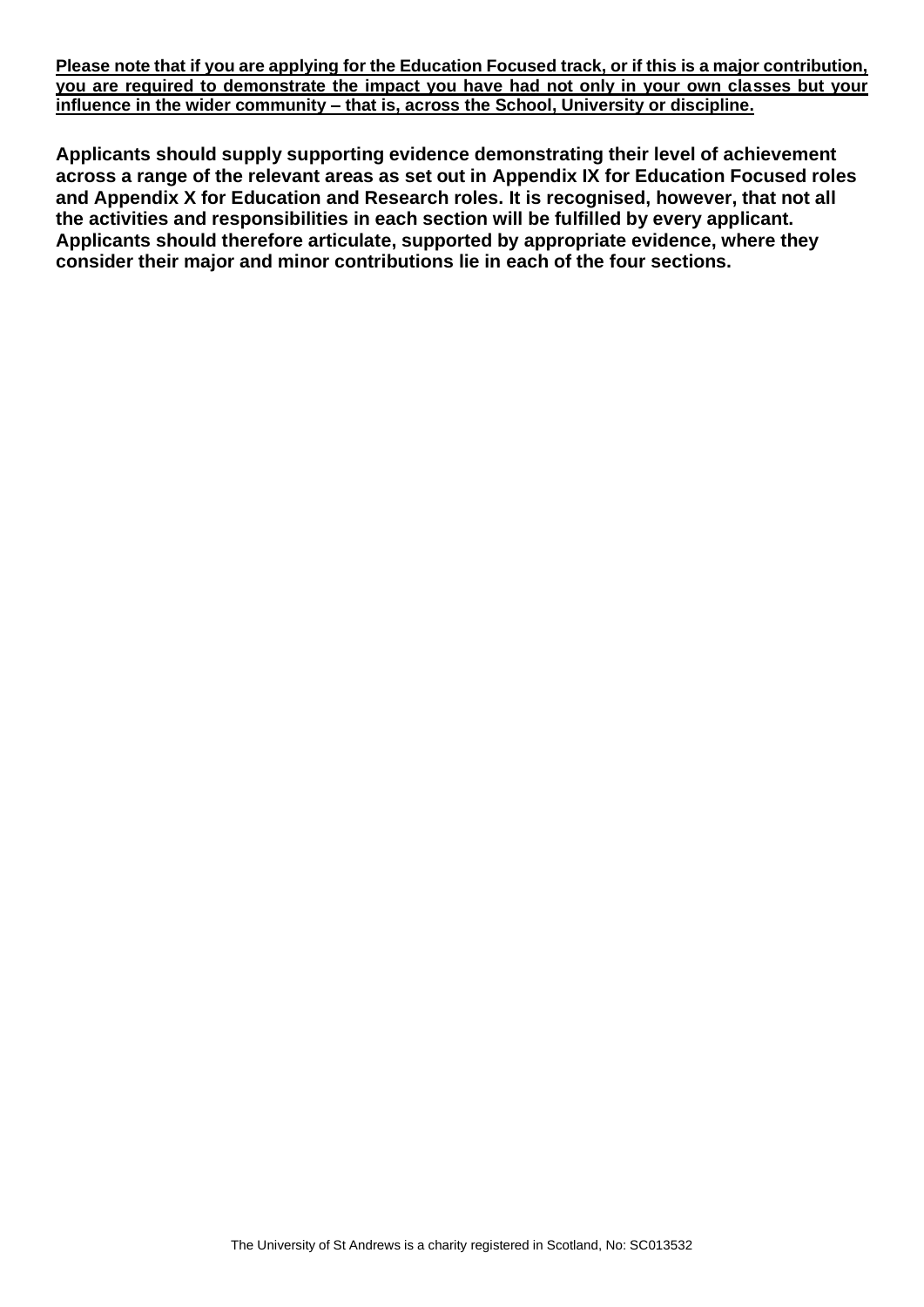**Please note that if you are applying for the Education Focused track, or if this is a major contribution, you are required to demonstrate the impact you have had not only in your own classes but your influence in the wider community – that is, across the School, University or discipline.**

**Applicants should supply supporting evidence demonstrating their level of achievement across a range of the relevant areas as set out in Appendix IX for Education Focused roles and Appendix X for Education and Research roles. It is recognised, however, that not all the activities and responsibilities in each section will be fulfilled by every applicant. Applicants should therefore articulate, supported by appropriate evidence, where they consider their major and minor contributions lie in each of the four sections.**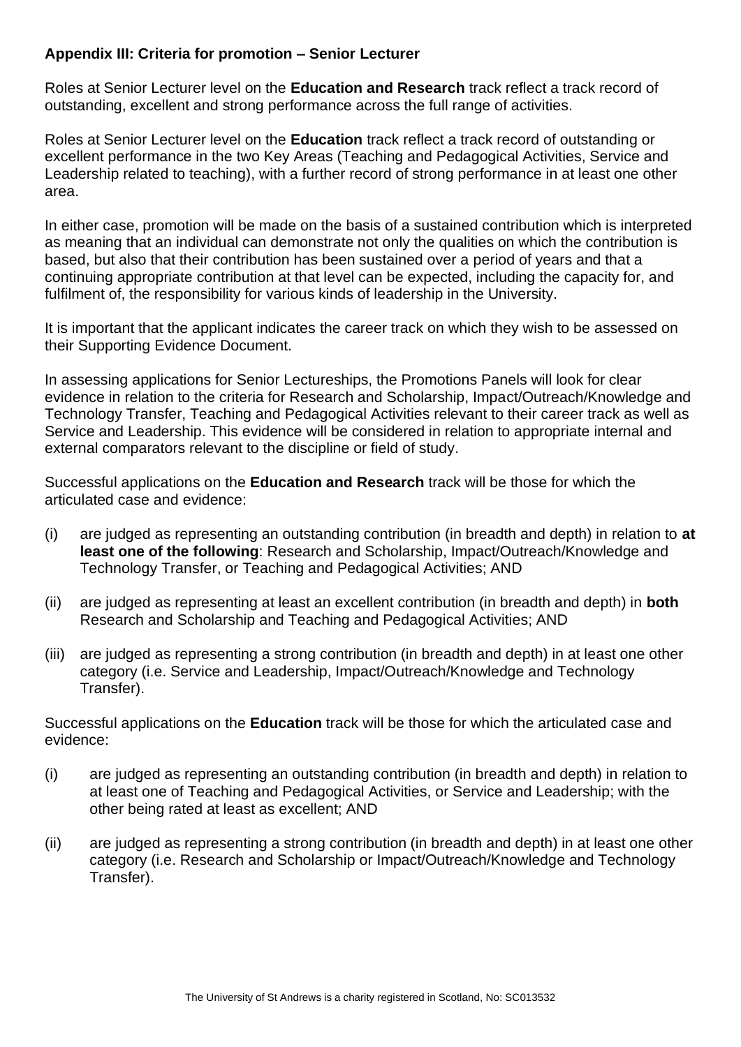**Appendix III: Criteria for promotion – Senior Lecturer**

Roles at Senior Lecturer level on the **Education and Research** track reflect a track record of outstanding, excellent and strong performance across the full range of activities.

Roles at Senior Lecturer level on the **Education** track reflect a track record of outstanding or excellent performance in the two Key Areas (Teaching and Pedagogical Activities, Service and Leadership related to teaching), with a further record of strong performance in at least one other area.

In either case, promotion will be made on the basis of a sustained contribution which is interpreted as meaning that an individual can demonstrate not only the qualities on which the contribution is based, but also that their contribution has been sustained over a period of years and that a continuing appropriate contribution at that level can be expected, including the capacity for, and fulfilment of, the responsibility for various kinds of leadership in the University.

It is important that the applicant indicates the career track on which they wish to be assessed on their Supporting Evidence Document.

In assessing applications for Senior Lectureships, the Promotions Panels will look for clear evidence in relation to the criteria for Research and Scholarship, Impact/Outreach/Knowledge and Technology Transfer, Teaching and Pedagogical Activities relevant to their career track as well as Service and Leadership. This evidence will be considered in relation to appropriate internal and external comparators relevant to the discipline or field of study.

Successful applications on the **Education and Research** track will be those for which the articulated case and evidence:

(i) are judged as representing an outstanding contribution (in breadth and depth) in relation to **at least one of the following**: Research and Scholarship, Impact/Outreach/Knowledge and Technology Transfer, or Teaching and Pedagogical Activities; AND

(ii) are judged as representing at least an excellent contribution (in breadth and depth) in **both** Research and Scholarship and Teaching and Pedagogical Activities; AND

(iii) are judged as representing a strong contribution (in breadth and depth) in at least one other category (i.e. Service and Leadership, Impact/Outreach/Knowledge and Technology Transfer).

Successful applications on the **Education** track will be those for which the articulated case and evidence:

(i) are judged as representing an outstanding contribution (in breadth and depth) in relation to at least one of Teaching and Pedagogical Activities, or Service and Leadership; with the other being rated at least as excellent; AND

(ii) are judged as representing a strong contribution (in breadth and depth) in at least one other category (i.e. Research and Scholarship or Impact/Outreach/Knowledge and Technology Transfer).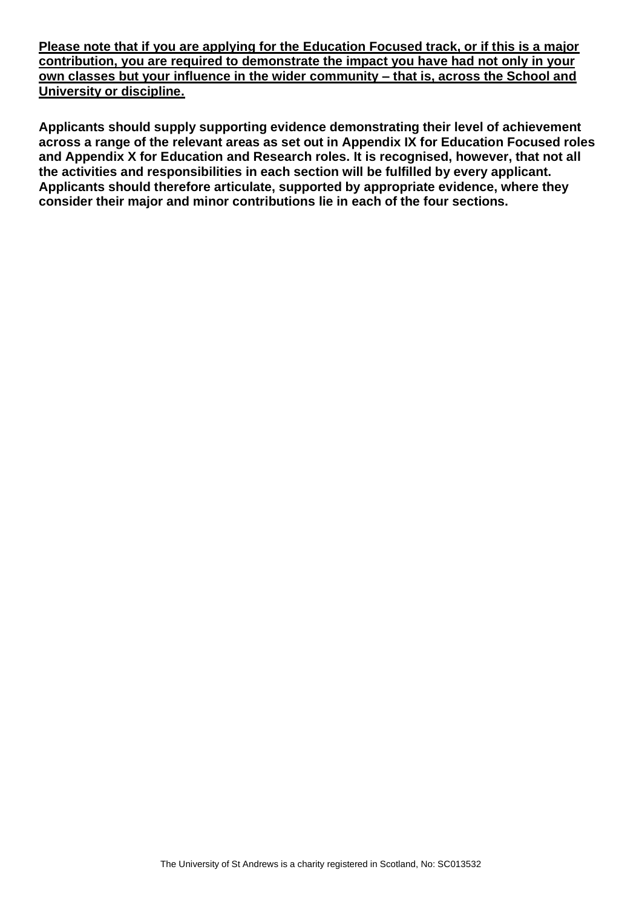**Please note that if you are applying for the Education Focused track, or if this is a major contribution, you are required to demonstrate the impact you have had not only in your own classes but your influence in the wider community – that is, across the School and University or discipline.**

**Applicants should supply supporting evidence demonstrating their level of achievement across a range of the relevant areas as set out in Appendix IX for Education Focused roles and Appendix X for Education and Research roles. It is recognised, however, that not all the activities and responsibilities in each section will be fulfilled by every applicant. Applicants should therefore articulate, supported by appropriate evidence, where they consider their major and minor contributions lie in each of the four sections.**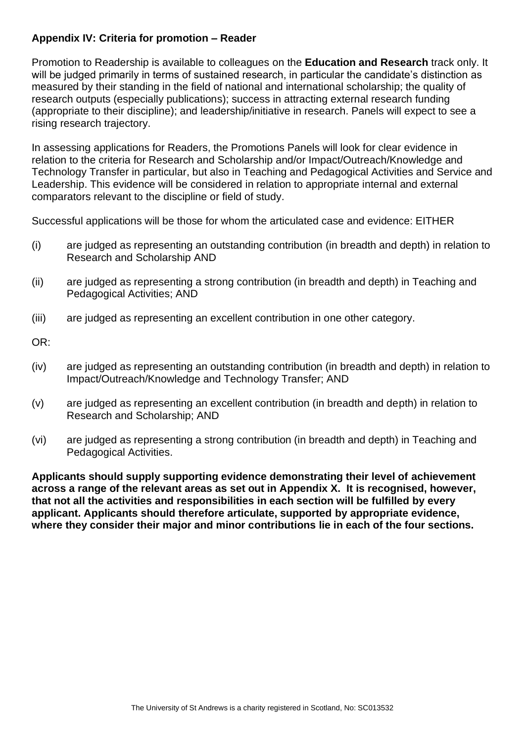**Appendix IV: Criteria for promotion – Reader**

Promotion to Readership is available to colleagues on the **Education and Research** track only. It will be judged primarily in terms of sustained research, in particular the candidate's distinction as measured by their standing in the field of national and international scholarship; the quality of research outputs (especially publications); success in attracting external research funding (appropriate to their discipline); and leadership/initiative in research. Panels will expect to see a rising research trajectory.

In assessing applications for Readers, the Promotions Panels will look for clear evidence in relation to the criteria for Research and Scholarship and/or Impact/Outreach/Knowledge and Technology Transfer in particular, but also in Teaching and Pedagogical Activities and Service and Leadership. This evidence will be considered in relation to appropriate internal and external comparators relevant to the discipline or field of study.

Successful applications will be those for whom the articulated case and evidence: EITHER

(i) are judged as representing an outstanding contribution (in breadth and depth) in relation to Research and Scholarship AND

(ii) are judged as representing a strong contribution (in breadth and depth) in Teaching and Pedagogical Activities; AND

(iii) are judged as representing an excellent contribution in one other category.

OR:

(iv) are judged as representing an outstanding contribution (in breadth and depth) in relation to Impact/Outreach/Knowledge and Technology Transfer; AND

(v) are judged as representing an excellent contribution (in breadth and depth) in relation to Research and Scholarship; AND

(vi) are judged as representing a strong contribution (in breadth and depth) in Teaching and Pedagogical Activities.

**Applicants should supply supporting evidence demonstrating their level of achievement across a range of the relevant areas as set out in Appendix X. It is recognised, however, that not all the activities and responsibilities in each section will be fulfilled by every applicant. Applicants should therefore articulate, supported by appropriate evidence, where they consider their major and minor contributions lie in each of the four sections.**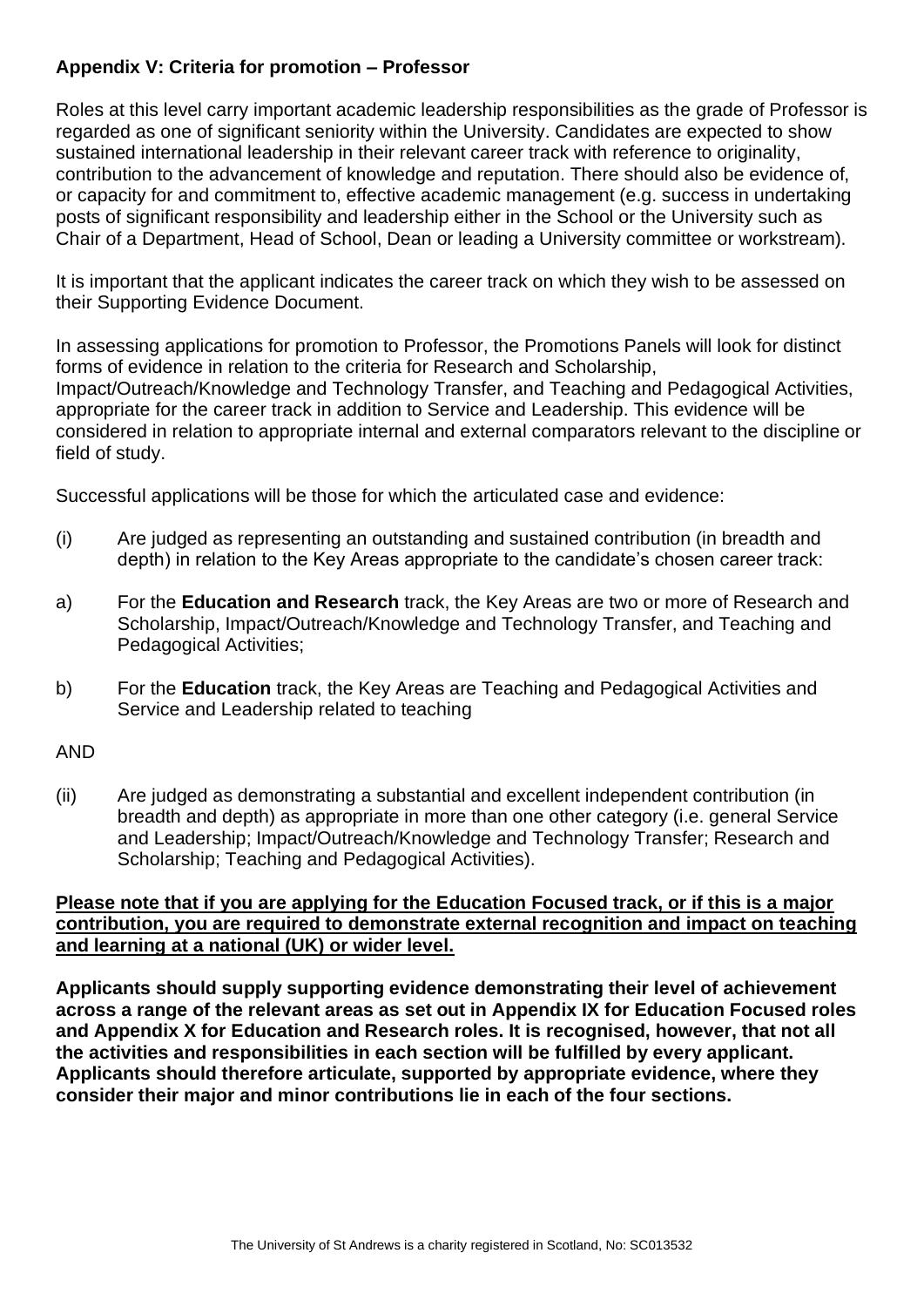## Appendix V: Criteria for promotion – Professor

Roles at this level carry important academic leadership responsibilities as the grade of Professor is regarded as one of significant seniority within the University. Candidates are expected to show sustained international leadership in their relevant career track with reference to originality, contribution to the advancement of knowledge and reputation. There should also be evidence of, or capacity for and commitment to, effective academic management (e.g. success in undertaking posts of significant responsibility and leadership either in the School or the University such as Chair of a Department, Head of School, Dean or leading a University committee or workstream).

It is important that the applicant indicates the career track on which they wish to be assessed on their Supporting Evidence Document.

In assessing applications for promotion to Professor, the Promotions Panels will look for distinct forms of evidence in relation to the criteria for Research and Scholarship, Impact/Outreach/Knowledge and Technology Transfer, and Teaching and Pedagogical Activities, appropriate for the career track in addition to Service and Leadership. This evidence will be considered in relation to appropriate internal and external comparators relevant to the discipline or field of study.

Successful applications will be those for which the articulated case and evidence:

(i) Are judged as representing an outstanding and sustained contribution (in breadth and depth) in relation to the Key Areas appropriate to the candidate's chosen career track:

a) For the **Education and Research** track, the Key Areas are two or more of Research and Scholarship, Impact/Outreach/Knowledge and Technology Transfer, and Teaching and Pedagogical Activities;

b) For the **Education** track, the Key Areas are Teaching and Pedagogical Activities and Service and Leadership related to teaching

AND

(ii) Are judged as demonstrating a substantial and excellent independent contribution (in breadth and depth) as appropriate in more than one other category (i.e. general Service and Leadership; Impact/Outreach/Knowledge and Technology Transfer; Research and Scholarship; Teaching and Pedagogical Activities).

**<u>Please note that if you are applying for the Education Focused track, or if this is a major contribution, you are required to demonstrate external recognition and impact on teaching and learning at a national (UK) or wider level.</u>**

**Applicants should supply supporting evidence demonstrating their level of achievement across a range of the relevant areas as set out in Appendix IX for Education Focused roles and Appendix X for Education and Research roles. It is recognised, however, that not all the activities and responsibilities in each section will be fulfilled by every applicant. Applicants should therefore articulate, supported by appropriate evidence, where they consider their major and minor contributions lie in each of the four sections.**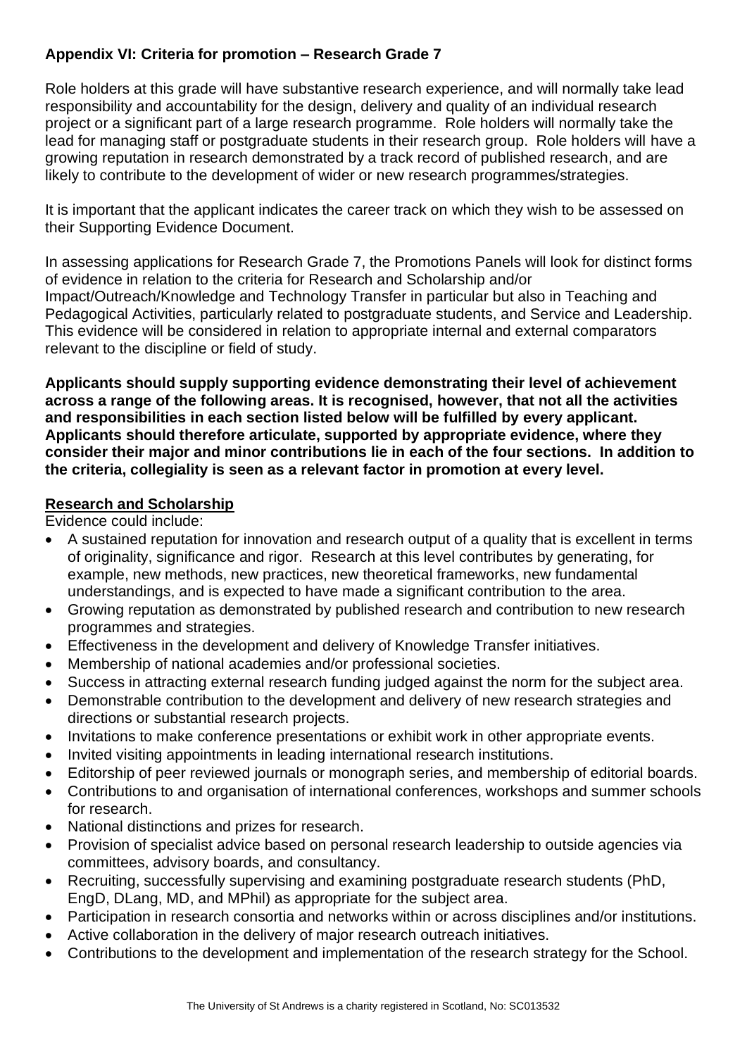## Appendix VI: Criteria for promotion – Research Grade 7

Role holders at this grade will have substantive research experience, and will normally take lead responsibility and accountability for the design, delivery and quality of an individual research project or a significant part of a large research programme. Role holders will normally take the lead for managing staff or postgraduate students in their research group. Role holders will have a growing reputation in research demonstrated by a track record of published research, and are likely to contribute to the development of wider or new research programmes/strategies.

It is important that the applicant indicates the career track on which they wish to be assessed on their Supporting Evidence Document.

In assessing applications for Research Grade 7, the Promotions Panels will look for distinct forms of evidence in relation to the criteria for Research and Scholarship and/or Impact/Outreach/Knowledge and Technology Transfer in particular but also in Teaching and Pedagogical Activities, particularly related to postgraduate students, and Service and Leadership. This evidence will be considered in relation to appropriate internal and external comparators relevant to the discipline or field of study.

**Applicants should supply supporting evidence demonstrating their level of achievement across a range of the following areas. It is recognised, however, that not all the activities and responsibilities in each section listed below will be fulfilled by every applicant. Applicants should therefore articulate, supported by appropriate evidence, where they consider their major and minor contributions lie in each of the four sections. In addition to the criteria, collegiality is seen as a relevant factor in promotion at every level.**

### Research and Scholarship

Evidence could include:

- A sustained reputation for innovation and research output of a quality that is excellent in terms of originality, significance and rigor. Research at this level contributes by generating, for example, new methods, new practices, new theoretical frameworks, new fundamental understandings, and is expected to have made a significant contribution to the area.
- Growing reputation as demonstrated by published research and contribution to new research programmes and strategies.
- Effectiveness in the development and delivery of Knowledge Transfer initiatives.
- Membership of national academies and/or professional societies.
- Success in attracting external research funding judged against the norm for the subject area.
- Demonstrable contribution to the development and delivery of new research strategies and directions or substantial research projects.
- Invitations to make conference presentations or exhibit work in other appropriate events.
- Invited visiting appointments in leading international research institutions.
- Editorship of peer reviewed journals or monograph series, and membership of editorial boards.
- Contributions to and organisation of international conferences, workshops and summer schools for research.
- National distinctions and prizes for research.
- Provision of specialist advice based on personal research leadership to outside agencies via committees, advisory boards, and consultancy.
- Recruiting, successfully supervising and examining postgraduate research students (PhD, EngD, DLang, MD, and MPhil) as appropriate for the subject area.
- Participation in research consortia and networks within or across disciplines and/or institutions.
- Active collaboration in the delivery of major research outreach initiatives.
- Contributions to the development and implementation of the research strategy for the School.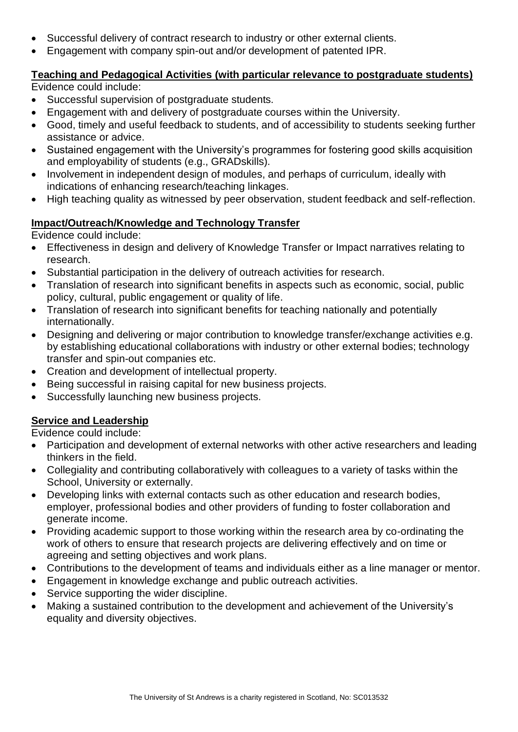- Successful delivery of contract research to industry or other external clients.
- Engagement with company spin-out and/or development of patented IPR.

**Teaching and Pedagogical Activities (with particular relevance to postgraduate students)**

Evidence could include:

- Successful supervision of postgraduate students.
- Engagement with and delivery of postgraduate courses within the University.
- Good, timely and useful feedback to students, and of accessibility to students seeking further assistance or advice.
- Sustained engagement with the University's programmes for fostering good skills acquisition and employability of students (e.g., GRADskills).
- Involvement in independent design of modules, and perhaps of curriculum, ideally with indications of enhancing research/teaching linkages.
- High teaching quality as witnessed by peer observation, student feedback and self-reflection.

**Impact/Outreach/Knowledge and Technology Transfer**

Evidence could include:

- Effectiveness in design and delivery of Knowledge Transfer or Impact narratives relating to research.
- Substantial participation in the delivery of outreach activities for research.
- Translation of research into significant benefits in aspects such as economic, social, public policy, cultural, public engagement or quality of life.
- Translation of research into significant benefits for teaching nationally and potentially internationally.
- Designing and delivering or major contribution to knowledge transfer/exchange activities e.g. by establishing educational collaborations with industry or other external bodies; technology transfer and spin-out companies etc.
- Creation and development of intellectual property.
- Being successful in raising capital for new business projects.
- Successfully launching new business projects.

**Service and Leadership**

Evidence could include:

- Participation and development of external networks with other active researchers and leading thinkers in the field.
- Collegiality and contributing collaboratively with colleagues to a variety of tasks within the School, University or externally.
- Developing links with external contacts such as other education and research bodies, employer, professional bodies and other providers of funding to foster collaboration and generate income.
- Providing academic support to those working within the research area by co-ordinating the work of others to ensure that research projects are delivering effectively and on time or agreeing and setting objectives and work plans.
- Contributions to the development of teams and individuals either as a line manager or mentor.
- Engagement in knowledge exchange and public outreach activities.
- Service supporting the wider discipline.
- Making a sustained contribution to the development and achievement of the University's equality and diversity objectives.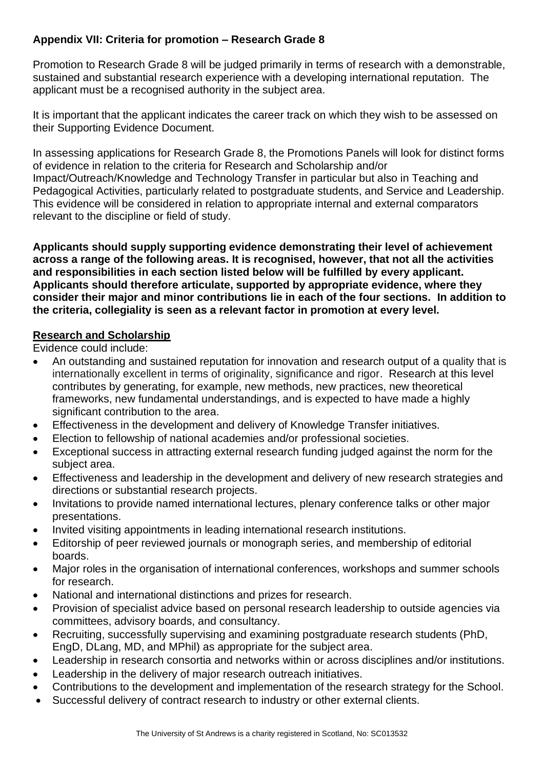**Appendix VII: Criteria for promotion – Research Grade 8**

Promotion to Research Grade 8 will be judged primarily in terms of research with a demonstrable, sustained and substantial research experience with a developing international reputation. The applicant must be a recognised authority in the subject area.

It is important that the applicant indicates the career track on which they wish to be assessed on their Supporting Evidence Document.

In assessing applications for Research Grade 8, the Promotions Panels will look for distinct forms of evidence in relation to the criteria for Research and Scholarship and/or Impact/Outreach/Knowledge and Technology Transfer in particular but also in Teaching and Pedagogical Activities, particularly related to postgraduate students, and Service and Leadership. This evidence will be considered in relation to appropriate internal and external comparators relevant to the discipline or field of study.

**Applicants should supply supporting evidence demonstrating their level of achievement across a range of the following areas. It is recognised, however, that not all the activities and responsibilities in each section listed below will be fulfilled by every applicant. Applicants should therefore articulate, supported by appropriate evidence, where they consider their major and minor contributions lie in each of the four sections. In addition to the criteria, collegiality is seen as a relevant factor in promotion at every level.**

**Research and Scholarship**

Evidence could include:

- An outstanding and sustained reputation for innovation and research output of a quality that is internationally excellent in terms of originality, significance and rigor. Research at this level contributes by generating, for example, new methods, new practices, new theoretical frameworks, new fundamental understandings, and is expected to have made a highly significant contribution to the area.
- Effectiveness in the development and delivery of Knowledge Transfer initiatives.
- Election to fellowship of national academies and/or professional societies.
- Exceptional success in attracting external research funding judged against the norm for the subject area.
- Effectiveness and leadership in the development and delivery of new research strategies and directions or substantial research projects.
- Invitations to provide named international lectures, plenary conference talks or other major presentations.
- Invited visiting appointments in leading international research institutions.
- Editorship of peer reviewed journals or monograph series, and membership of editorial boards.
- Major roles in the organisation of international conferences, workshops and summer schools for research.
- National and international distinctions and prizes for research.
- Provision of specialist advice based on personal research leadership to outside agencies via committees, advisory boards, and consultancy.
- Recruiting, successfully supervising and examining postgraduate research students (PhD, EngD, DLang, MD, and MPhil) as appropriate for the subject area.
- Leadership in research consortia and networks within or across disciplines and/or institutions.
- Leadership in the delivery of major research outreach initiatives.
- Contributions to the development and implementation of the research strategy for the School.
- Successful delivery of contract research to industry or other external clients.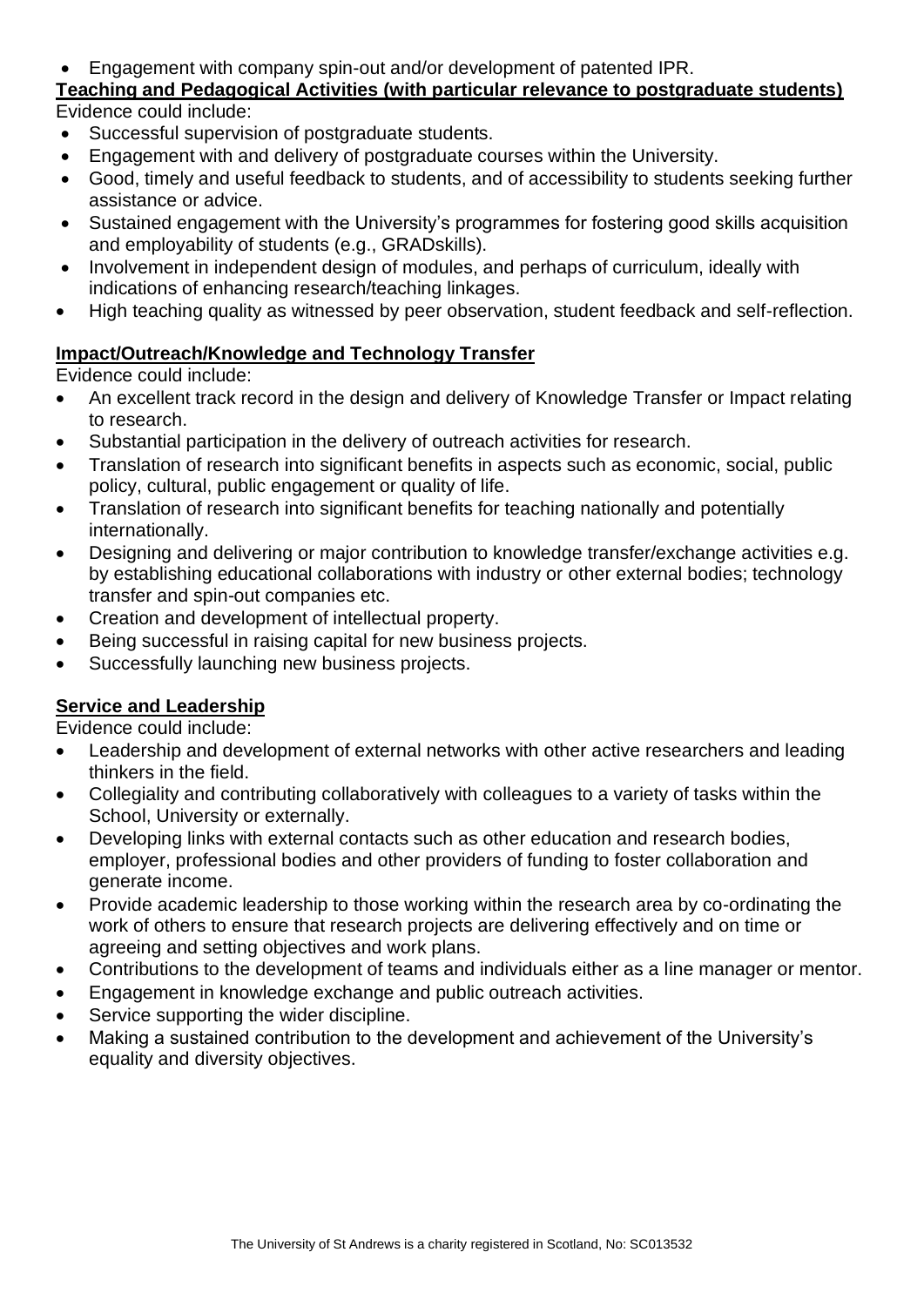- Engagement with company spin-out and/or development of patented IPR.

**Teaching and Pedagogical Activities (with particular relevance to postgraduate students)**

Evidence could include:

- Successful supervision of postgraduate students.
- Engagement with and delivery of postgraduate courses within the University.
- Good, timely and useful feedback to students, and of accessibility to students seeking further assistance or advice.
- Sustained engagement with the University's programmes for fostering good skills acquisition and employability of students (e.g., GRADskills).
- Involvement in independent design of modules, and perhaps of curriculum, ideally with indications of enhancing research/teaching linkages.
- High teaching quality as witnessed by peer observation, student feedback and self-reflection.

**Impact/Outreach/Knowledge and Technology Transfer**

Evidence could include:

- An excellent track record in the design and delivery of Knowledge Transfer or Impact relating to research.
- Substantial participation in the delivery of outreach activities for research.
- Translation of research into significant benefits in aspects such as economic, social, public policy, cultural, public engagement or quality of life.
- Translation of research into significant benefits for teaching nationally and potentially internationally.
- Designing and delivering or major contribution to knowledge transfer/exchange activities e.g. by establishing educational collaborations with industry or other external bodies; technology transfer and spin-out companies etc.
- Creation and development of intellectual property.
- Being successful in raising capital for new business projects.
- Successfully launching new business projects.

**Service and Leadership**

Evidence could include:

- Leadership and development of external networks with other active researchers and leading thinkers in the field.
- Collegiality and contributing collaboratively with colleagues to a variety of tasks within the School, University or externally.
- Developing links with external contacts such as other education and research bodies, employer, professional bodies and other providers of funding to foster collaboration and generate income.
- Provide academic leadership to those working within the research area by co-ordinating the work of others to ensure that research projects are delivering effectively and on time or agreeing and setting objectives and work plans.
- Contributions to the development of teams and individuals either as a line manager or mentor.
- Engagement in knowledge exchange and public outreach activities.
- Service supporting the wider discipline.
- Making a sustained contribution to the development and achievement of the University's equality and diversity objectives.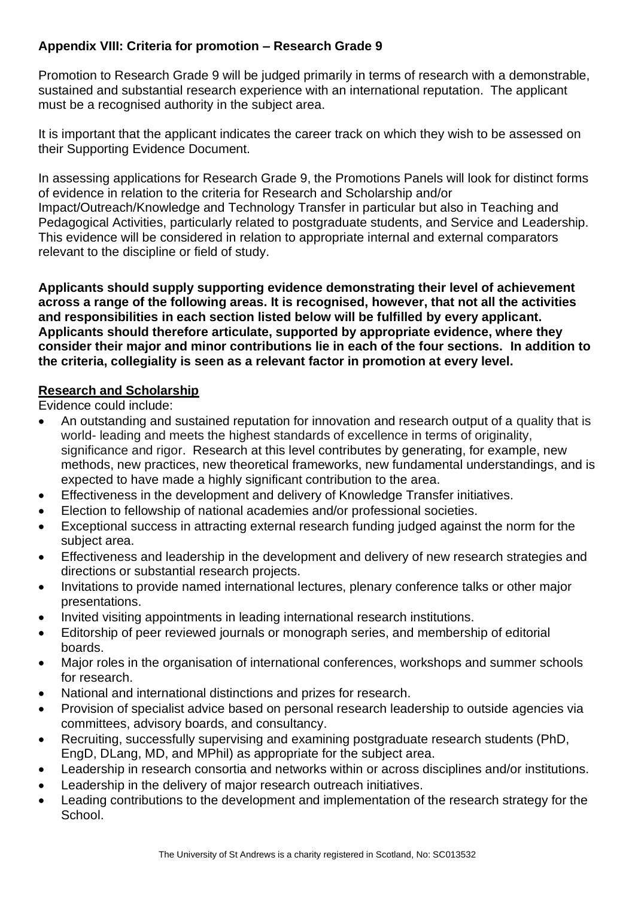## Appendix VIII: Criteria for promotion – Research Grade 9

Promotion to Research Grade 9 will be judged primarily in terms of research with a demonstrable, sustained and substantial research experience with an international reputation. The applicant must be a recognised authority in the subject area.

It is important that the applicant indicates the career track on which they wish to be assessed on their Supporting Evidence Document.

In assessing applications for Research Grade 9, the Promotions Panels will look for distinct forms of evidence in relation to the criteria for Research and Scholarship and/or Impact/Outreach/Knowledge and Technology Transfer in particular but also in Teaching and Pedagogical Activities, particularly related to postgraduate students, and Service and Leadership. This evidence will be considered in relation to appropriate internal and external comparators relevant to the discipline or field of study.

**Applicants should supply supporting evidence demonstrating their level of achievement across a range of the following areas. It is recognised, however, that not all the activities and responsibilities in each section listed below will be fulfilled by every applicant. Applicants should therefore articulate, supported by appropriate evidence, where they consider their major and minor contributions lie in each of the four sections. In addition to the criteria, collegiality is seen as a relevant factor in promotion at every level.**

**Research and Scholarship**

Evidence could include:

- An outstanding and sustained reputation for innovation and research output of a quality that is world- leading and meets the highest standards of excellence in terms of originality, significance and rigor. Research at this level contributes by generating, for example, new methods, new practices, new theoretical frameworks, new fundamental understandings, and is expected to have made a highly significant contribution to the area.
- Effectiveness in the development and delivery of Knowledge Transfer initiatives.
- Election to fellowship of national academies and/or professional societies.
- Exceptional success in attracting external research funding judged against the norm for the subject area.
- Effectiveness and leadership in the development and delivery of new research strategies and directions or substantial research projects.
- Invitations to provide named international lectures, plenary conference talks or other major presentations.
- Invited visiting appointments in leading international research institutions.
- Editorship of peer reviewed journals or monograph series, and membership of editorial boards.
- Major roles in the organisation of international conferences, workshops and summer schools for research.
- National and international distinctions and prizes for research.
- Provision of specialist advice based on personal research leadership to outside agencies via committees, advisory boards, and consultancy.
- Recruiting, successfully supervising and examining postgraduate research students (PhD, EngD, DLang, MD, and MPhil) as appropriate for the subject area.
- Leadership in research consortia and networks within or across disciplines and/or institutions.
- Leadership in the delivery of major research outreach initiatives.
- Leading contributions to the development and implementation of the research strategy for the School.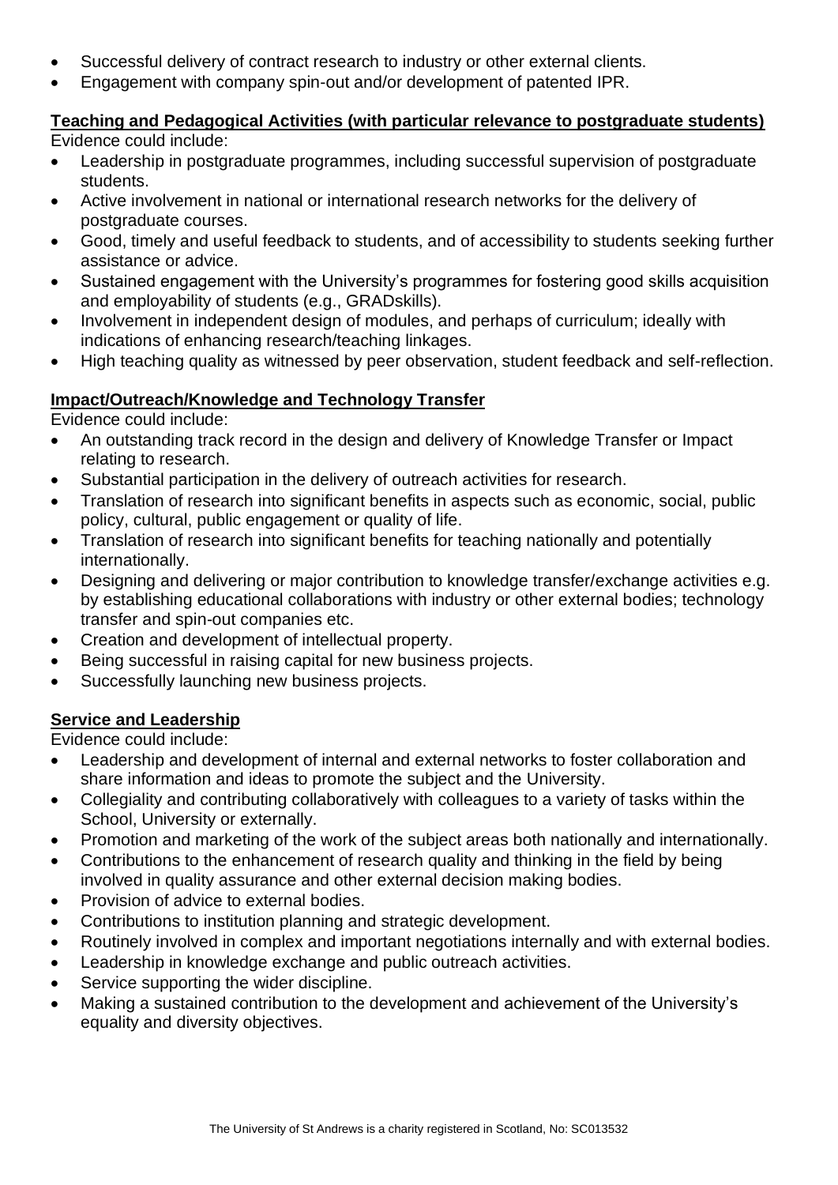- Successful delivery of contract research to industry or other external clients.
- Engagement with company spin-out and/or development of patented IPR.

**Teaching and Pedagogical Activities (with particular relevance to postgraduate students)**

Evidence could include:

- Leadership in postgraduate programmes, including successful supervision of postgraduate students.
- Active involvement in national or international research networks for the delivery of postgraduate courses.
- Good, timely and useful feedback to students, and of accessibility to students seeking further assistance or advice.
- Sustained engagement with the University's programmes for fostering good skills acquisition and employability of students (e.g., GRADskills).
- Involvement in independent design of modules, and perhaps of curriculum; ideally with indications of enhancing research/teaching linkages.
- High teaching quality as witnessed by peer observation, student feedback and self-reflection.

**Impact/Outreach/Knowledge and Technology Transfer**

Evidence could include:

- An outstanding track record in the design and delivery of Knowledge Transfer or Impact relating to research.
- Substantial participation in the delivery of outreach activities for research.
- Translation of research into significant benefits in aspects such as economic, social, public policy, cultural, public engagement or quality of life.
- Translation of research into significant benefits for teaching nationally and potentially internationally.
- Designing and delivering or major contribution to knowledge transfer/exchange activities e.g. by establishing educational collaborations with industry or other external bodies; technology transfer and spin-out companies etc.
- Creation and development of intellectual property.
- Being successful in raising capital for new business projects.
- Successfully launching new business projects.

**Service and Leadership**

Evidence could include:

- Leadership and development of internal and external networks to foster collaboration and share information and ideas to promote the subject and the University.
- Collegiality and contributing collaboratively with colleagues to a variety of tasks within the School, University or externally.
- Promotion and marketing of the work of the subject areas both nationally and internationally.
- Contributions to the enhancement of research quality and thinking in the field by being involved in quality assurance and other external decision making bodies.
- Provision of advice to external bodies.
- Contributions to institution planning and strategic development.
- Routinely involved in complex and important negotiations internally and with external bodies.
- Leadership in knowledge exchange and public outreach activities.
- Service supporting the wider discipline.
- Making a sustained contribution to the development and achievement of the University's equality and diversity objectives.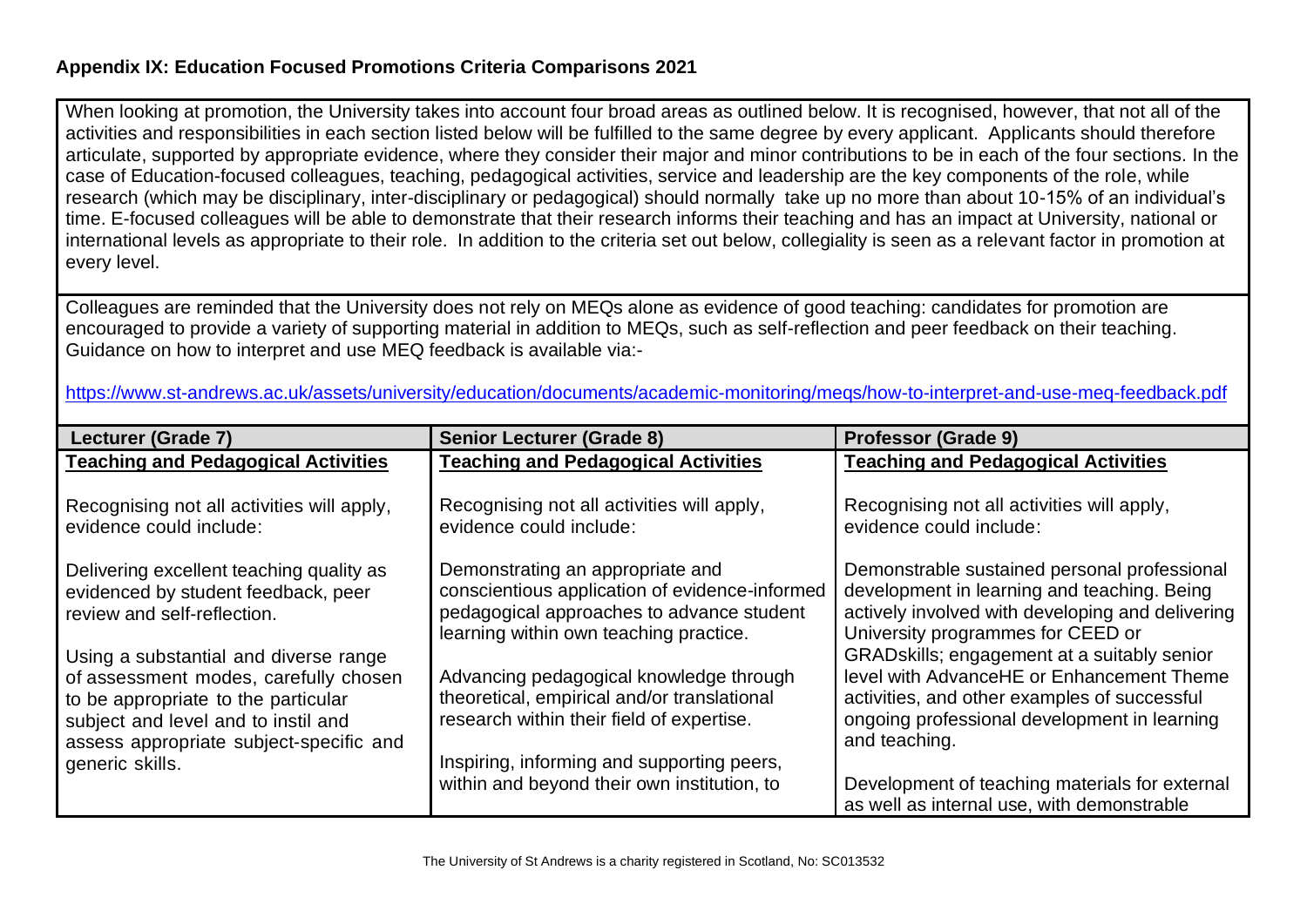### Appendix IX: Education Focused Promotions Criteria Comparisons 2021

When looking at promotion, the University takes into account four broad areas as outlined below. It is recognised, however, that not all of the activities and responsibilities in each section listed below will be fulfilled to the same degree by every applicant. Applicants should therefore articulate, supported by appropriate evidence, where they consider their major and minor contributions to be in each of the four sections. In the case of Education-focused colleagues, teaching, pedagogical activities, service and leadership are the key components of the role, while research (which may be disciplinary, inter-disciplinary or pedagogical) should normally take up no more than about 10-15% of an individual's time. E-focused colleagues will be able to demonstrate that their research informs their teaching and has an impact at University, national or international levels as appropriate to their role. In addition to the criteria set out below, collegiality is seen as a relevant factor in promotion at every level.

Colleagues are reminded that the University does not rely on MEQs alone as evidence of good teaching: candidates for promotion are encouraged to provide a variety of supporting material in addition to MEQs, such as self-reflection and peer feedback on their teaching. Guidance on how to interpret and use MEQ feedback is available via:-

https://www.st-andrews.ac.uk/assets/university/education/documents/academic-monitoring/meqs/how-to-interpret-and-use-meq-feedback.pdf

| Lecturer (Grade 7) | Senior Lecturer (Grade 8) | Professor (Grade 9) |
|---|---|---|
| **Teaching and Pedagogical Activities** | **Teaching and Pedagogical Activities** | **Teaching and Pedagogical Activities** |
| Recognising not all activities will apply, evidence could include: | Recognising not all activities will apply, evidence could include: | Recognising not all activities will apply, evidence could include: |
| Delivering excellent teaching quality as evidenced by student feedback, peer review and self-reflection.<br><br>Using a substantial and diverse range of assessment modes, carefully chosen to be appropriate to the particular subject and level and to instil and assess appropriate subject-specific and generic skills. | Demonstrating an appropriate and conscientious application of evidence-informed pedagogical approaches to advance student learning within own teaching practice.<br><br>Advancing pedagogical knowledge through theoretical, empirical and/or translational research within their field of expertise.<br><br>Inspiring, informing and supporting peers, within and beyond their own institution, to | Demonstrable sustained personal professional development in learning and teaching. Being actively involved with developing and delivering University programmes for CEED or GRADskills; engagement at a suitably senior level with AdvanceHE or Enhancement Theme activities, and other examples of successful ongoing professional development in learning and teaching.<br><br>Development of teaching materials for external as well as internal use, with demonstrable |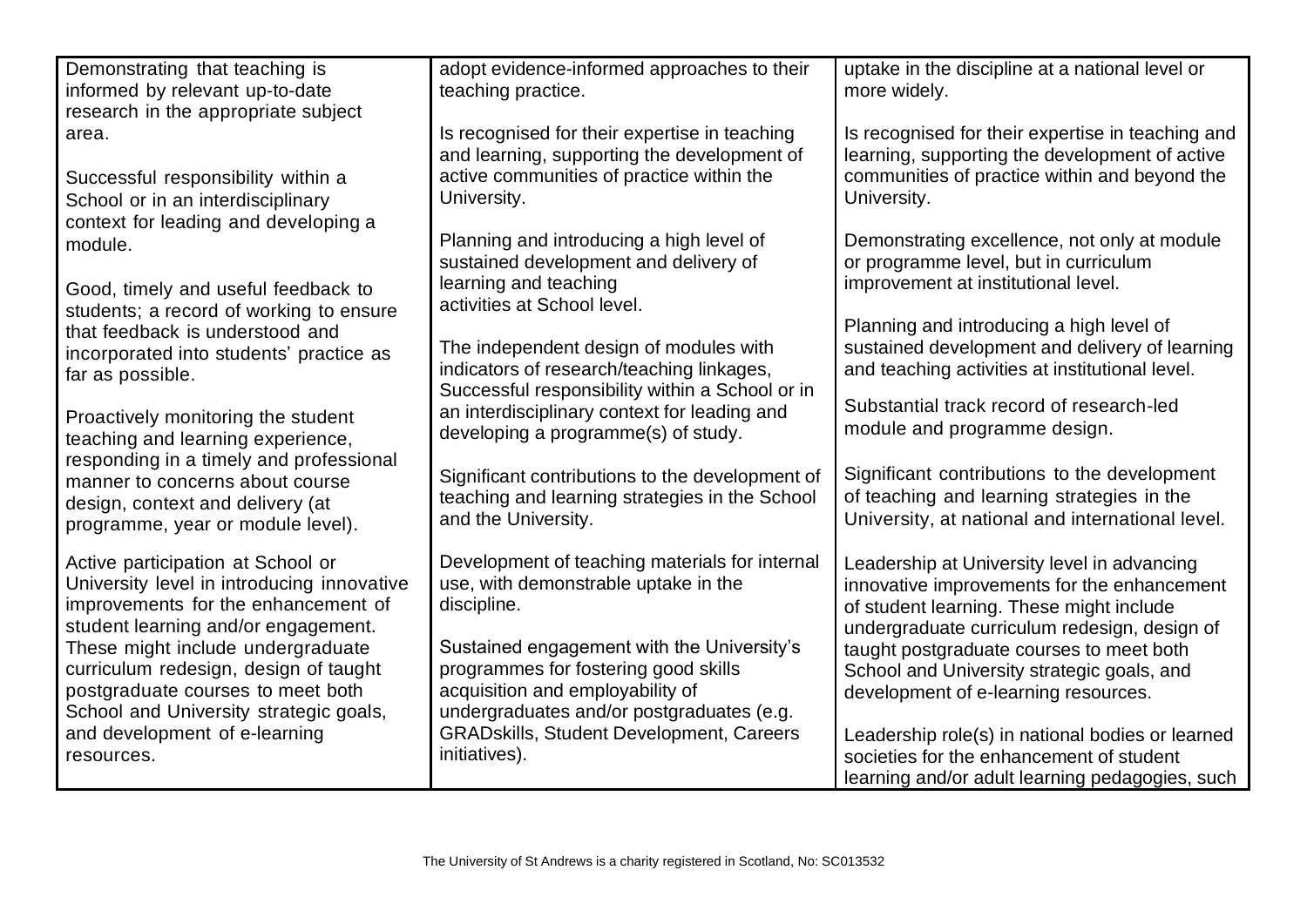| | | |
|---|---|---|
| Demonstrating that teaching is informed by relevant up-to-date research in the appropriate subject area.<br><br>Successful responsibility within a School or in an interdisciplinary context for leading and developing a module.<br><br>Good, timely and useful feedback to students; a record of working to ensure that feedback is understood and incorporated into students' practice as far as possible.<br><br>Proactively monitoring the student teaching and learning experience, responding in a timely and professional manner to concerns about course design, context and delivery (at programme, year or module level).<br><br>Active participation at School or University level in introducing innovative improvements for the enhancement of student learning and/or engagement. These might include undergraduate curriculum redesign, design of taught postgraduate courses to meet both School and University strategic goals, and development of e-learning resources. | adopt evidence-informed approaches to their teaching practice.<br><br>Is recognised for their expertise in teaching and learning, supporting the development of active communities of practice within the University.<br><br>Planning and introducing a high level of sustained development and delivery of learning and teaching activities at School level.<br><br>The independent design of modules with indicators of research/teaching linkages, Successful responsibility within a School or in an interdisciplinary context for leading and developing a programme(s) of study.<br><br>Significant contributions to the development of teaching and learning strategies in the School and the University.<br><br>Development of teaching materials for internal use, with demonstrable uptake in the discipline.<br><br>Sustained engagement with the University's programmes for fostering good skills acquisition and employability of undergraduates and/or postgraduates (e.g. GRADskills, Student Development, Careers initiatives). | uptake in the discipline at a national level or more widely.<br><br>Is recognised for their expertise in teaching and learning, supporting the development of active communities of practice within and beyond the University.<br><br>Demonstrating excellence, not only at module or programme level, but in curriculum improvement at institutional level.<br><br>Planning and introducing a high level of sustained development and delivery of learning and teaching activities at institutional level.<br><br>Substantial track record of research-led module and programme design.<br><br>Significant contributions to the development of teaching and learning strategies in the University, at national and international level.<br><br>Leadership at University level in advancing innovative improvements for the enhancement of student learning. These might include undergraduate curriculum redesign, design of taught postgraduate courses to meet both School and University strategic goals, and development of e-learning resources.<br><br>Leadership role(s) in national bodies or learned societies for the enhancement of student learning and/or adult learning pedagogies, such |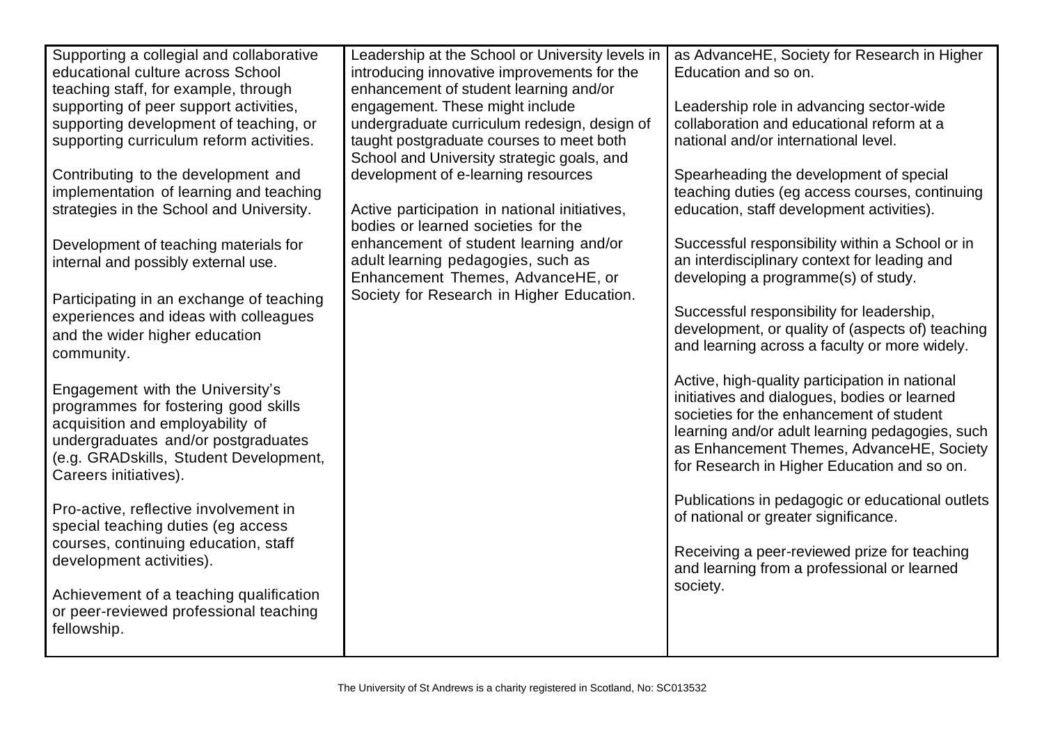| | | |
|---|---|---|
| Supporting a collegial and collaborative educational culture across School teaching staff, for example, through supporting of peer support activities, supporting development of teaching, or supporting curriculum reform activities.<br><br>Contributing to the development and implementation of learning and teaching strategies in the School and University.<br><br>Development of teaching materials for internal and possibly external use.<br><br>Participating in an exchange of teaching experiences and ideas with colleagues and the wider higher education community.<br><br>Engagement with the University's programmes for fostering good skills acquisition and employability of undergraduates and/or postgraduates (e.g. GRADskills, Student Development, Careers initiatives).<br><br>Pro-active, reflective involvement in special teaching duties (eg access courses, continuing education, staff development activities).<br><br>Achievement of a teaching qualification or peer-reviewed professional teaching fellowship. | Leadership at the School or University levels in introducing innovative improvements for the enhancement of student learning and/or engagement. These might include undergraduate curriculum redesign, design of taught postgraduate courses to meet both School and University strategic goals, and development of e-learning resources<br><br>Active participation in national initiatives, bodies or learned societies for the enhancement of student learning and/or adult learning pedagogies, such as Enhancement Themes, AdvanceHE, or Society for Research in Higher Education. | as AdvanceHE, Society for Research in Higher Education and so on.<br><br>Leadership role in advancing sector-wide collaboration and educational reform at a national and/or international level.<br><br>Spearheading the development of special teaching duties (eg access courses, continuing education, staff development activities).<br><br>Successful responsibility within a School or in an interdisciplinary context for leading and developing a programme(s) of study.<br><br>Successful responsibility for leadership, development, or quality of (aspects of) teaching and learning across a faculty or more widely.<br><br>Active, high-quality participation in national initiatives and dialogues, bodies or learned societies for the enhancement of student learning and/or adult learning pedagogies, such as Enhancement Themes, AdvanceHE, Society for Research in Higher Education and so on.<br><br>Publications in pedagogic or educational outlets of national or greater significance.<br><br>Receiving a peer-reviewed prize for teaching and learning from a professional or learned society. |

The University of St Andrews is a charity registered in Scotland, No: SC013532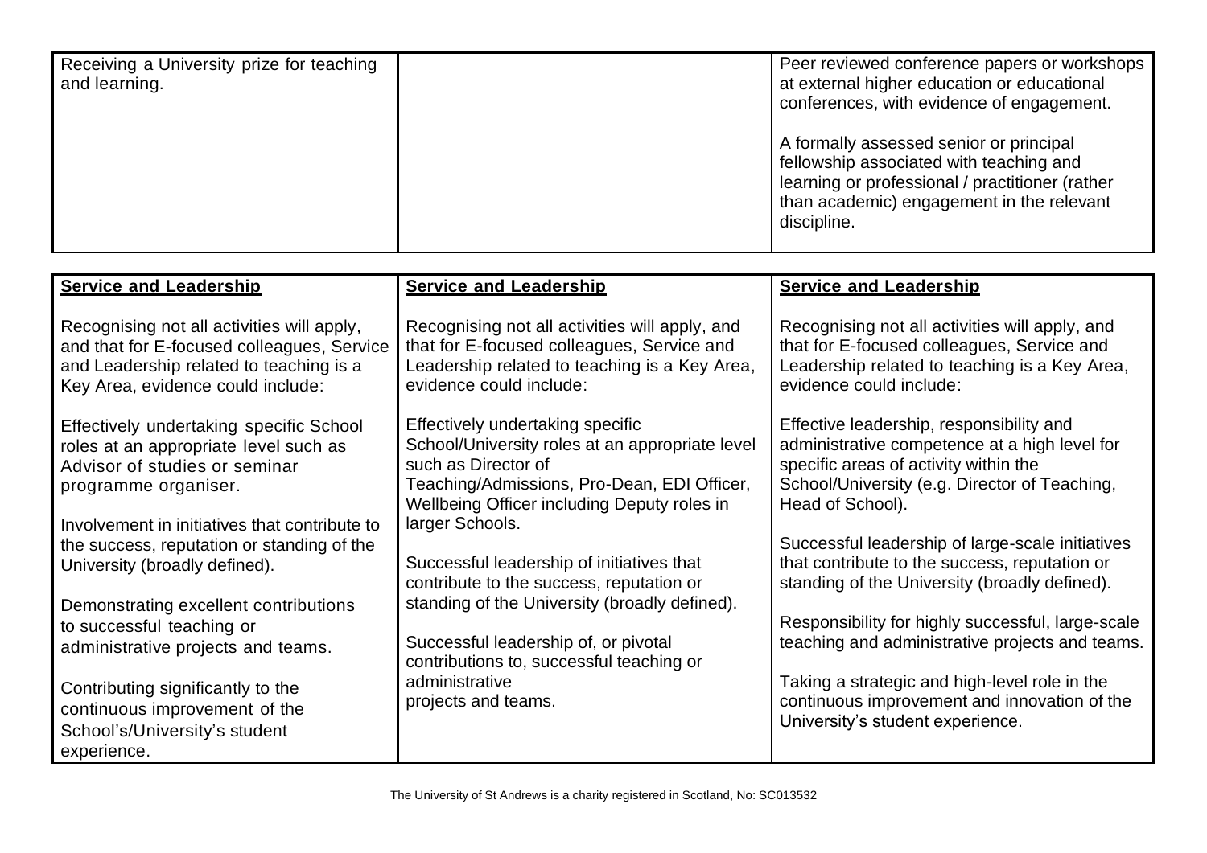| | | |
|---|---|---|
| Receiving a University prize for teaching and learning. | | Peer reviewed conference papers or workshops at external higher education or educational conferences, with evidence of engagement.<br><br>A formally assessed senior or principal fellowship associated with teaching and learning or professional / practitioner (rather than academic) engagement in the relevant discipline. |

| **Service and Leadership** | **Service and Leadership** | **Service and Leadership** |
|---|---|---|
| Recognising not all activities will apply, and that for E-focused colleagues, Service and Leadership related to teaching is a Key Area, evidence could include:<br><br>Effectively undertaking specific School roles at an appropriate level such as Advisor of studies or seminar programme organiser.<br><br>Involvement in initiatives that contribute to the success, reputation or standing of the University (broadly defined).<br><br>Demonstrating excellent contributions to successful teaching or administrative projects and teams.<br><br>Contributing significantly to the continuous improvement of the School's/University's student experience. | Recognising not all activities will apply, and that for E-focused colleagues, Service and Leadership related to teaching is a Key Area, evidence could include:<br><br>Effectively undertaking specific School/University roles at an appropriate level such as Director of Teaching/Admissions, Pro-Dean, EDI Officer, Wellbeing Officer including Deputy roles in larger Schools.<br><br>Successful leadership of initiatives that contribute to the success, reputation or standing of the University (broadly defined).<br><br>Successful leadership of, or pivotal contributions to, successful teaching or administrative projects and teams. | Recognising not all activities will apply, and that for E-focused colleagues, Service and Leadership related to teaching is a Key Area, evidence could include:<br><br>Effective leadership, responsibility and administrative competence at a high level for specific areas of activity within the School/University (e.g. Director of Teaching, Head of School).<br><br>Successful leadership of large-scale initiatives that contribute to the success, reputation or standing of the University (broadly defined).<br><br>Responsibility for highly successful, large-scale teaching and administrative projects and teams.<br><br>Taking a strategic and high-level role in the continuous improvement and innovation of the University's student experience. |

The University of St Andrews is a charity registered in Scotland, No: SC013532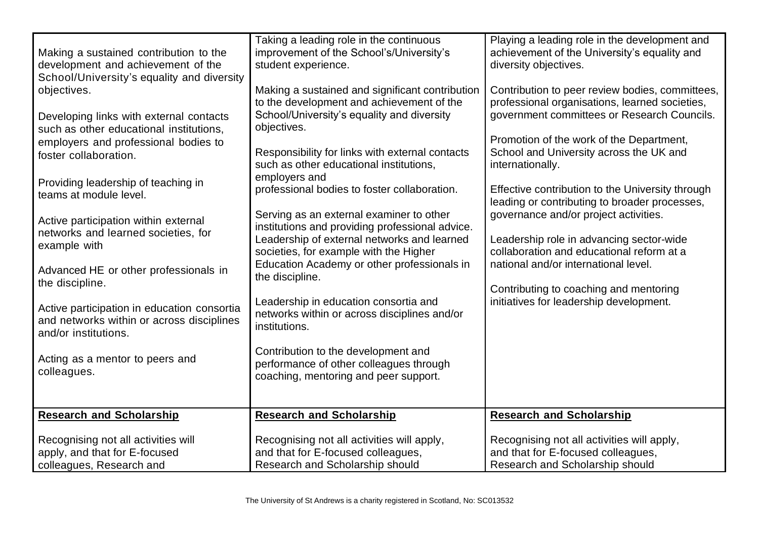| | | |
|---|---|---|
| Making a sustained contribution to the development and achievement of the School/University's equality and diversity objectives.<br><br>Developing links with external contacts such as other educational institutions, employers and professional bodies to foster collaboration.<br><br>Providing leadership of teaching in teams at module level.<br><br>Active participation within external networks and learned societies, for example with<br><br>Advanced HE or other professionals in the discipline.<br><br>Active participation in education consortia and networks within or across disciplines and/or institutions.<br><br>Acting as a mentor to peers and colleagues. | Taking a leading role in the continuous improvement of the School's/University's student experience.<br><br>Making a sustained and significant contribution to the development and achievement of the School/University's equality and diversity objectives.<br><br>Responsibility for links with external contacts such as other educational institutions, employers and professional bodies to foster collaboration.<br><br>Serving as an external examiner to other institutions and providing professional advice. Leadership of external networks and learned societies, for example with the Higher Education Academy or other professionals in the discipline.<br><br>Leadership in education consortia and networks within or across disciplines and/or institutions.<br><br>Contribution to the development and performance of other colleagues through coaching, mentoring and peer support. | Playing a leading role in the development and achievement of the University's equality and diversity objectives.<br><br>Contribution to peer review bodies, committees, professional organisations, learned societies, government committees or Research Councils.<br><br>Promotion of the work of the Department, School and University across the UK and internationally.<br><br>Effective contribution to the University through leading or contributing to broader processes, governance and/or project activities.<br><br>Leadership role in advancing sector-wide collaboration and educational reform at a national and/or international level.<br><br>Contributing to coaching and mentoring initiatives for leadership development. |
| **Research and Scholarship**<br><br>Recognising not all activities will apply, and that for E-focused colleagues, Research and | **Research and Scholarship**<br><br>Recognising not all activities will apply, and that for E-focused colleagues, Research and Scholarship should | **Research and Scholarship**<br><br>Recognising not all activities will apply, and that for E-focused colleagues, Research and Scholarship should |

The University of St Andrews is a charity registered in Scotland, No: SC013532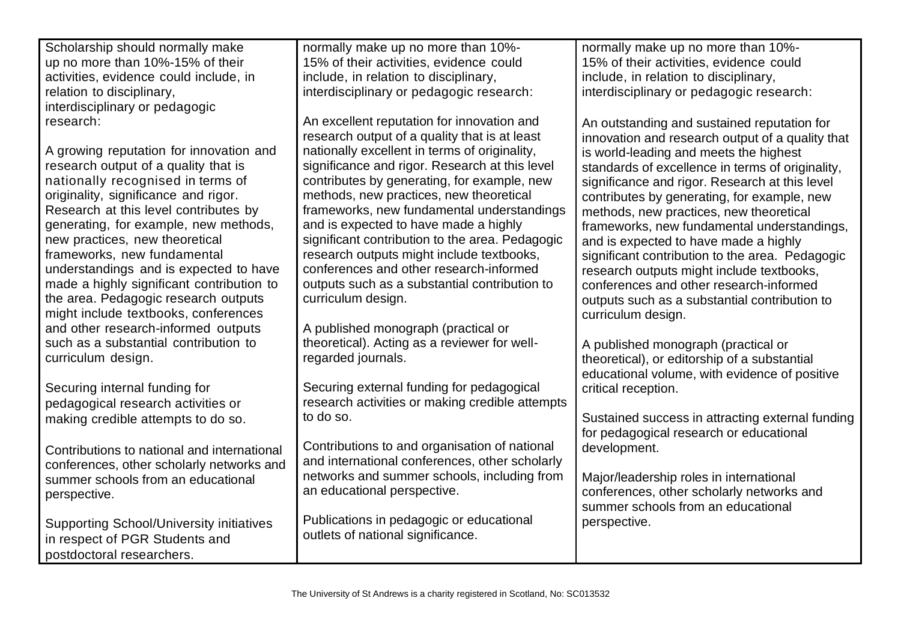| | | |
|---|---|---|
| Scholarship should normally make up no more than 10%-15% of their activities, evidence could include, in relation to disciplinary, interdisciplinary or pedagogic research:<br><br>A growing reputation for innovation and research output of a quality that is nationally recognised in terms of originality, significance and rigor. Research at this level contributes by generating, for example, new methods, new practices, new theoretical frameworks, new fundamental understandings and is expected to have made a highly significant contribution to the area. Pedagogic research outputs might include textbooks, conferences and other research-informed outputs such as a substantial contribution to curriculum design.<br><br>Securing internal funding for pedagogical research activities or making credible attempts to do so.<br><br>Contributions to national and international conferences, other scholarly networks and summer schools from an educational perspective.<br><br>Supporting School/University initiatives in respect of PGR Students and postdoctoral researchers. | normally make up no more than 10%-15% of their activities, evidence could include, in relation to disciplinary, interdisciplinary or pedagogic research:<br><br>An excellent reputation for innovation and research output of a quality that is at least nationally excellent in terms of originality, significance and rigor. Research at this level contributes by generating, for example, new methods, new practices, new theoretical frameworks, new fundamental understandings and is expected to have made a highly significant contribution to the area. Pedagogic research outputs might include textbooks, conferences and other research-informed outputs such as a substantial contribution to curriculum design.<br><br>A published monograph (practical or theoretical). Acting as a reviewer for well-regarded journals.<br><br>Securing external funding for pedagogical research activities or making credible attempts to do so.<br><br>Contributions to and organisation of national and international conferences, other scholarly networks and summer schools, including from an educational perspective.<br><br>Publications in pedagogic or educational outlets of national significance. | normally make up no more than 10%-15% of their activities, evidence could include, in relation to disciplinary, interdisciplinary or pedagogic research:<br><br>An outstanding and sustained reputation for innovation and research output of a quality that is world-leading and meets the highest standards of excellence in terms of originality, significance and rigor. Research at this level contributes by generating, for example, new methods, new practices, new theoretical frameworks, new fundamental understandings, and is expected to have made a highly significant contribution to the area. Pedagogic research outputs might include textbooks, conferences and other research-informed outputs such as a substantial contribution to curriculum design.<br><br>A published monograph (practical or theoretical), or editorship of a substantial educational volume, with evidence of positive critical reception.<br><br>Sustained success in attracting external funding for pedagogical research or educational development.<br><br>Major/leadership roles in international conferences, other scholarly networks and summer schools from an educational perspective. |

The University of St Andrews is a charity registered in Scotland, No: SC013532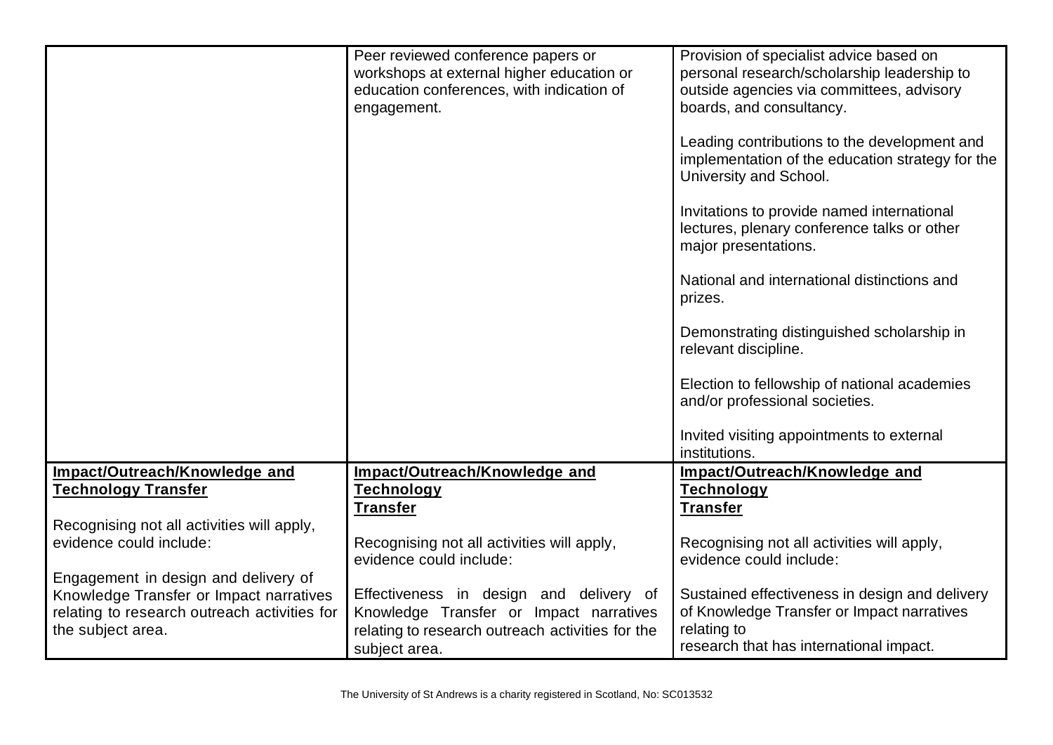| | | |
|---|---|---|
| | Peer reviewed conference papers or workshops at external higher education or education conferences, with indication of engagement. | Provision of specialist advice based on personal research/scholarship leadership to outside agencies via committees, advisory boards, and consultancy.<br><br>Leading contributions to the development and implementation of the education strategy for the University and School.<br><br>Invitations to provide named international lectures, plenary conference talks or other major presentations.<br><br>National and international distinctions and prizes.<br><br>Demonstrating distinguished scholarship in relevant discipline.<br><br>Election to fellowship of national academies and/or professional societies.<br><br>Invited visiting appointments to external institutions. |
| **Impact/Outreach/Knowledge and Technology Transfer**<br><br>Recognising not all activities will apply, evidence could include:<br><br>Engagement in design and delivery of Knowledge Transfer or Impact narratives relating to research outreach activities for the subject area. | **Impact/Outreach/Knowledge and Technology Transfer**<br><br>Recognising not all activities will apply, evidence could include:<br><br>Effectiveness in design and delivery of Knowledge Transfer or Impact narratives relating to research outreach activities for the subject area. | **Impact/Outreach/Knowledge and Technology Transfer**<br><br>Recognising not all activities will apply, evidence could include:<br><br>Sustained effectiveness in design and delivery of Knowledge Transfer or Impact narratives relating to research that has international impact. |

The University of St Andrews is a charity registered in Scotland, No: SC013532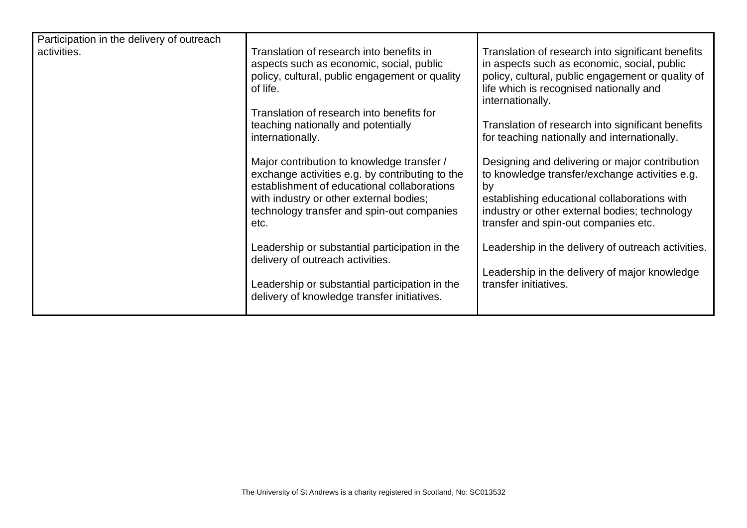| | | |
|---|---|---|
| Participation in the delivery of outreach activities. | Translation of research into benefits in aspects such as economic, social, public policy, cultural, public engagement or quality of life.<br><br>Translation of research into benefits for teaching nationally and potentially internationally.<br><br>Major contribution to knowledge transfer / exchange activities e.g. by contributing to the establishment of educational collaborations with industry or other external bodies; technology transfer and spin-out companies etc.<br><br>Leadership or substantial participation in the delivery of outreach activities.<br><br>Leadership or substantial participation in the delivery of knowledge transfer initiatives. | Translation of research into significant benefits in aspects such as economic, social, public policy, cultural, public engagement or quality of life which is recognised nationally and internationally.<br><br>Translation of research into significant benefits for teaching nationally and internationally.<br><br>Designing and delivering or major contribution to knowledge transfer/exchange activities e.g. by establishing educational collaborations with industry or other external bodies; technology transfer and spin-out companies etc.<br><br>Leadership in the delivery of outreach activities.<br><br>Leadership in the delivery of major knowledge transfer initiatives. |

The University of St Andrews is a charity registered in Scotland, No: SC013532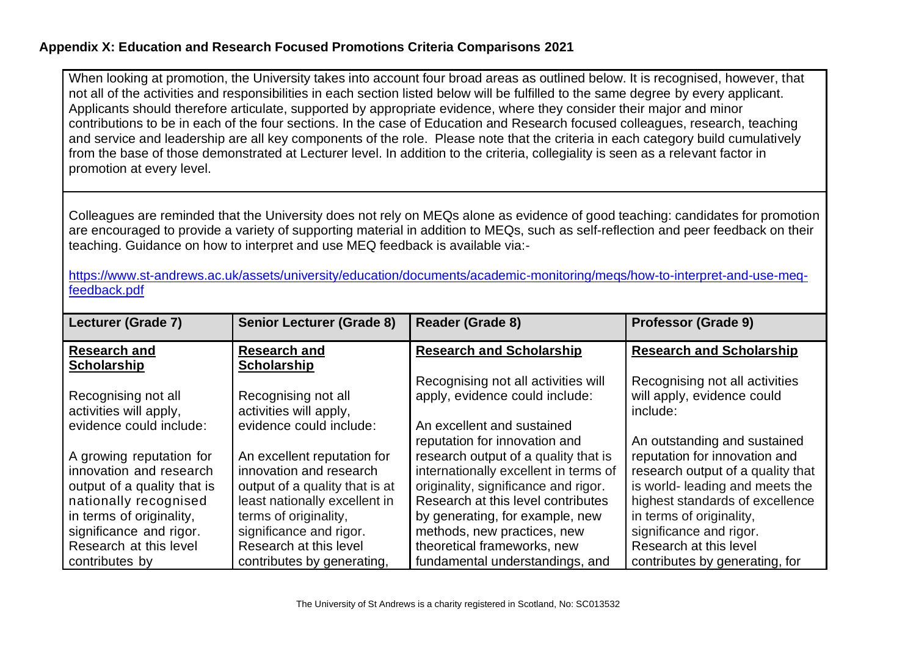**Appendix X: Education and Research Focused Promotions Criteria Comparisons 2021**

When looking at promotion, the University takes into account four broad areas as outlined below. It is recognised, however, that not all of the activities and responsibilities in each section listed below will be fulfilled to the same degree by every applicant. Applicants should therefore articulate, supported by appropriate evidence, where they consider their major and minor contributions to be in each of the four sections. In the case of Education and Research focused colleagues, research, teaching and service and leadership are all key components of the role. Please note that the criteria in each category build cumulatively from the base of those demonstrated at Lecturer level. In addition to the criteria, collegiality is seen as a relevant factor in promotion at every level.

Colleagues are reminded that the University does not rely on MEQs alone as evidence of good teaching: candidates for promotion are encouraged to provide a variety of supporting material in addition to MEQs, such as self-reflection and peer feedback on their teaching. Guidance on how to interpret and use MEQ feedback is available via:-

https://www.st-andrews.ac.uk/assets/university/education/documents/academic-monitoring/meqs/how-to-interpret-and-use-meq-feedback.pdf

| Lecturer (Grade 7) | Senior Lecturer (Grade 8) | Reader (Grade 8) | Professor (Grade 9) |
|---|---|---|---|
| **Research and Scholarship**<br><br>Recognising not all activities will apply, evidence could include:<br><br>A growing reputation for innovation and research output of a quality that is nationally recognised in terms of originality, significance and rigor. Research at this level contributes by | **Research and Scholarship**<br><br>Recognising not all activities will apply, evidence could include:<br><br>An excellent reputation for innovation and research output of a quality that is at least nationally excellent in terms of originality, significance and rigor. Research at this level contributes by generating, | **Research and Scholarship**<br><br>Recognising not all activities will apply, evidence could include:<br><br>An excellent and sustained reputation for innovation and research output of a quality that is internationally excellent in terms of originality, significance and rigor. Research at this level contributes by generating, for example, new methods, new practices, new theoretical frameworks, new fundamental understandings, and | **Research and Scholarship**<br><br>Recognising not all activities will apply, evidence could include:<br><br>An outstanding and sustained reputation for innovation and research output of a quality that is world- leading and meets the highest standards of excellence in terms of originality, significance and rigor. Research at this level contributes by generating, for |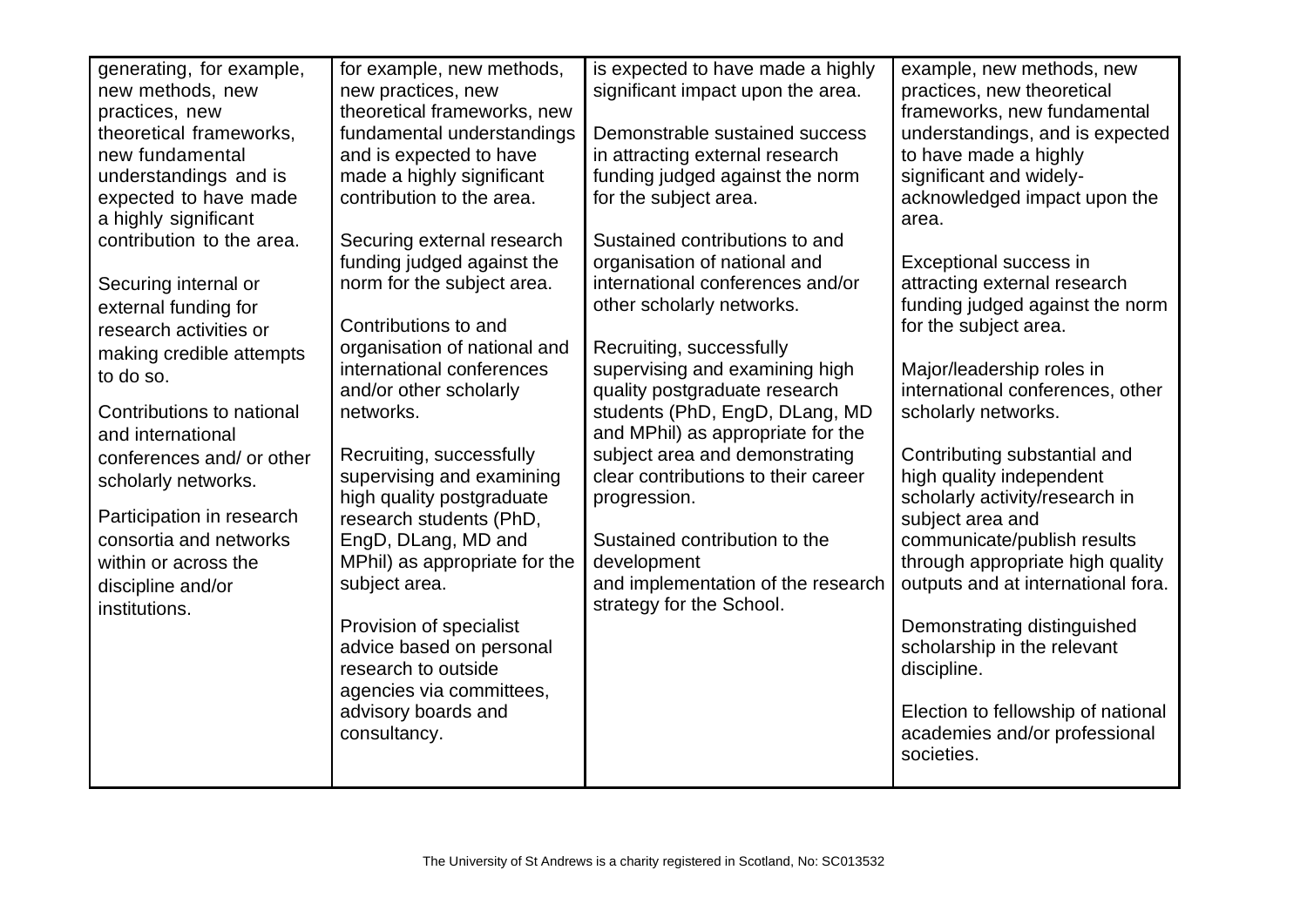| | | | |
|---|---|---|---|
| generating, for example, new methods, new practices, new theoretical frameworks, new fundamental understandings and is expected to have made a highly significant contribution to the area.<br><br>Securing internal or external funding for research activities or making credible attempts to do so.<br><br>Contributions to national and international conferences and/ or other scholarly networks.<br><br>Participation in research consortia and networks within or across the discipline and/or institutions. | for example, new methods, new practices, new theoretical frameworks, new fundamental understandings and is expected to have made a highly significant contribution to the area.<br><br>Securing external research funding judged against the norm for the subject area.<br><br>Contributions to and organisation of national and international conferences and/or other scholarly networks.<br><br>Recruiting, successfully supervising and examining high quality postgraduate research students (PhD, EngD, DLang, MD and MPhil) as appropriate for the subject area.<br><br>Provision of specialist advice based on personal research to outside agencies via committees, advisory boards and consultancy. | is expected to have made a highly significant impact upon the area.<br><br>Demonstrable sustained success in attracting external research funding judged against the norm for the subject area.<br><br>Sustained contributions to and organisation of national and international conferences and/or other scholarly networks.<br><br>Recruiting, successfully supervising and examining high quality postgraduate research students (PhD, EngD, DLang, MD and MPhil) as appropriate for the subject area and demonstrating clear contributions to their career progression.<br><br>Sustained contribution to the development and implementation of the research strategy for the School. | example, new methods, new practices, new theoretical frameworks, new fundamental understandings, and is expected to have made a highly significant and widely-acknowledged impact upon the area.<br><br>Exceptional success in attracting external research funding judged against the norm for the subject area.<br><br>Major/leadership roles in international conferences, other scholarly networks.<br><br>Contributing substantial and high quality independent scholarly activity/research in subject area and communicate/publish results through appropriate high quality outputs and at international fora.<br><br>Demonstrating distinguished scholarship in the relevant discipline.<br><br>Election to fellowship of national academies and/or professional societies. |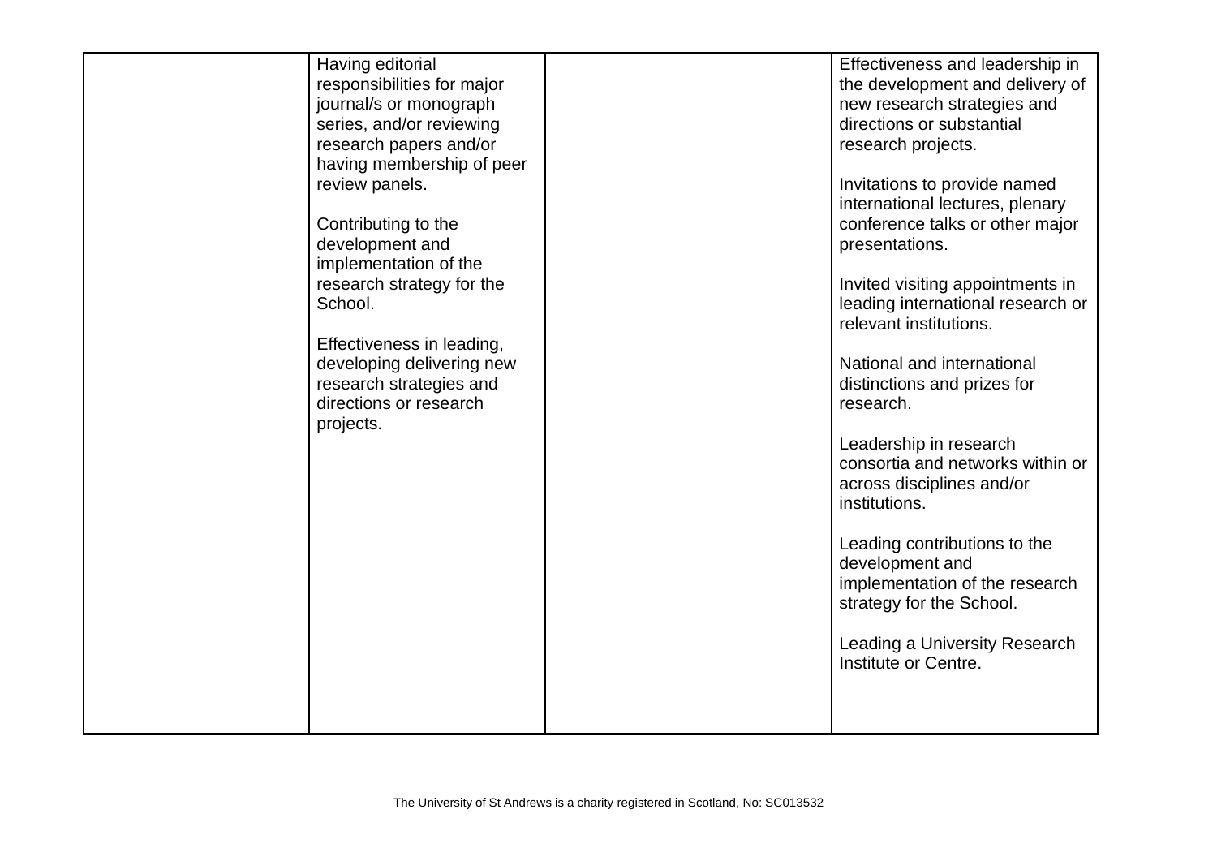| | | | |
|---|---|---|---|
| | Having editorial responsibilities for major journal/s or monograph series, and/or reviewing research papers and/or having membership of peer review panels.<br><br>Contributing to the development and implementation of the research strategy for the School.<br><br>Effectiveness in leading, developing delivering new research strategies and directions or research projects. | | Effectiveness and leadership in the development and delivery of new research strategies and directions or substantial research projects.<br><br>Invitations to provide named international lectures, plenary conference talks or other major presentations.<br><br>Invited visiting appointments in leading international research or relevant institutions.<br><br>National and international distinctions and prizes for research.<br><br>Leadership in research consortia and networks within or across disciplines and/or institutions.<br><br>Leading contributions to the development and implementation of the research strategy for the School.<br><br>Leading a University Research Institute or Centre. |

The University of St Andrews is a charity registered in Scotland, No: SC013532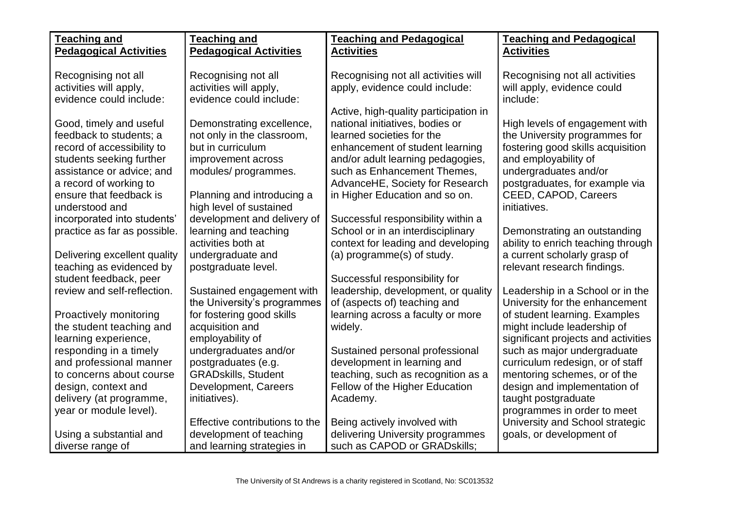| Teaching and Pedagogical Activities | Teaching and Pedagogical Activities | Teaching and Pedagogical Activities | Teaching and Pedagogical Activities |
|---|---|---|---|
| Recognising not all activities will apply, evidence could include:<br><br>Good, timely and useful feedback to students; a record of accessibility to students seeking further assistance or advice; and a record of working to ensure that feedback is understood and incorporated into students' practice as far as possible.<br><br>Delivering excellent quality teaching as evidenced by student feedback, peer review and self-reflection.<br><br>Proactively monitoring the student teaching and learning experience, responding in a timely and professional manner to concerns about course design, context and delivery (at programme, year or module level).<br><br>Using a substantial and diverse range of | Recognising not all activities will apply, evidence could include:<br><br>Demonstrating excellence, not only in the classroom, but in curriculum improvement across modules/ programmes.<br><br>Planning and introducing a high level of sustained development and delivery of learning and teaching activities both at undergraduate and postgraduate level.<br><br>Sustained engagement with the University's programmes for fostering good skills acquisition and employability of undergraduates and/or postgraduates (e.g. GRADskills, Student Development, Careers initiatives).<br><br>Effective contributions to the development of teaching and learning strategies in | Recognising not all activities will apply, evidence could include:<br><br>Active, high-quality participation in national initiatives, bodies or learned societies for the enhancement of student learning and/or adult learning pedagogies, such as Enhancement Themes, AdvanceHE, Society for Research in Higher Education and so on.<br><br>Successful responsibility within a School or in an interdisciplinary context for leading and developing (a) programme(s) of study.<br><br>Successful responsibility for leadership, development, or quality of (aspects of) teaching and learning across a faculty or more widely.<br><br>Sustained personal professional development in learning and teaching, such as recognition as a Fellow of the Higher Education Academy.<br><br>Being actively involved with delivering University programmes such as CAPOD or GRADskills; | Recognising not all activities will apply, evidence could include:<br><br>High levels of engagement with the University programmes for fostering good skills acquisition and employability of undergraduates and/or postgraduates, for example via CEED, CAPOD, Careers initiatives.<br><br>Demonstrating an outstanding ability to enrich teaching through a current scholarly grasp of relevant research findings.<br><br>Leadership in a School or in the University for the enhancement of student learning. Examples might include leadership of significant projects and activities such as major undergraduate curriculum redesign, or of staff mentoring schemes, or of the design and implementation of taught postgraduate programmes in order to meet University and School strategic goals, or development of |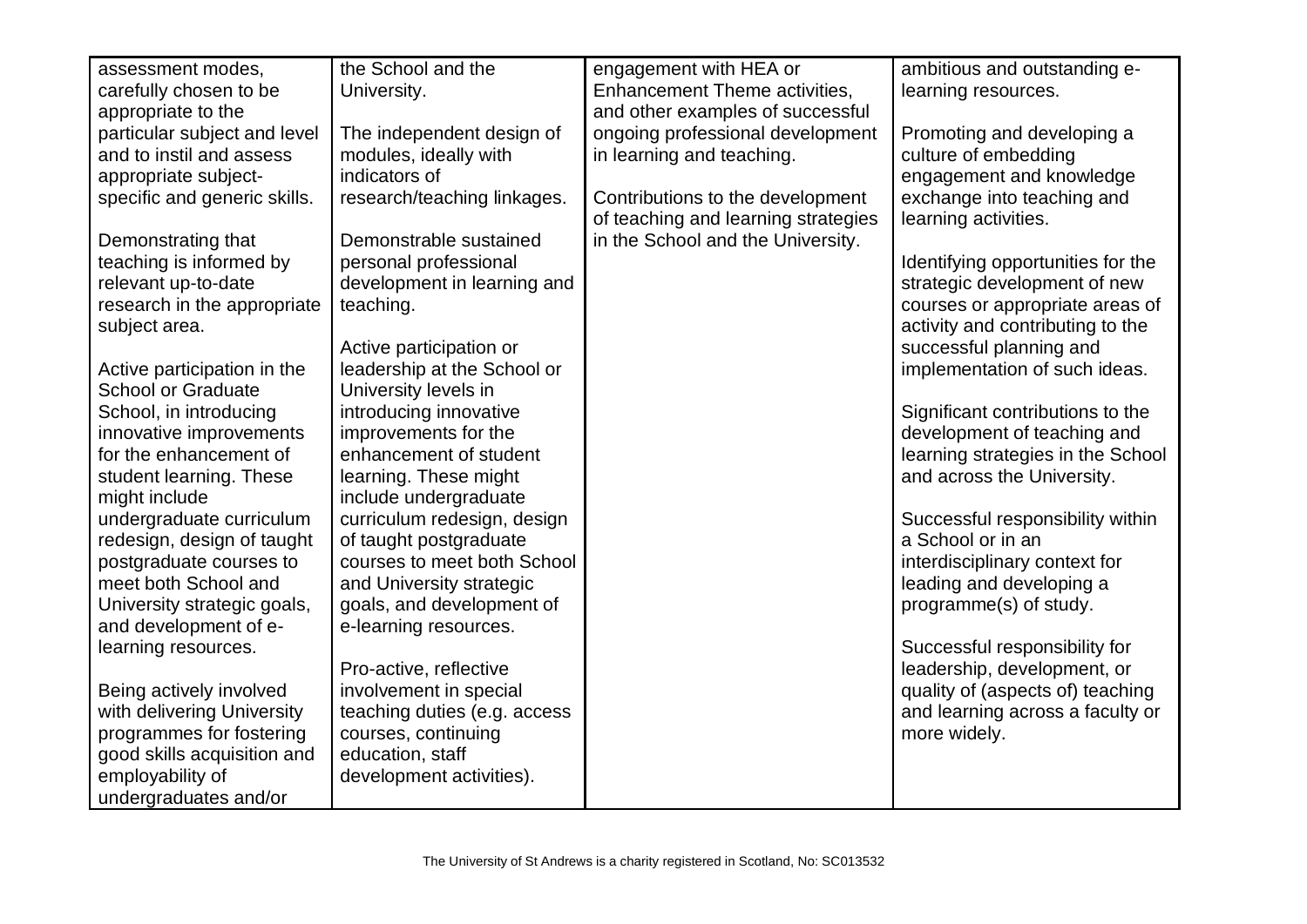| | | | |
|---|---|---|---|
| assessment modes, carefully chosen to be appropriate to the particular subject and level and to instil and assess appropriate subject-specific and generic skills.<br><br>Demonstrating that teaching is informed by relevant up-to-date research in the appropriate subject area.<br><br>Active participation in the School or Graduate School, in introducing innovative improvements for the enhancement of student learning. These might include undergraduate curriculum redesign, design of taught postgraduate courses to meet both School and University strategic goals, and development of e-learning resources.<br><br>Being actively involved with delivering University programmes for fostering good skills acquisition and employability of undergraduates and/or | the School and the University.<br><br>The independent design of modules, ideally with indicators of research/teaching linkages.<br><br>Demonstrable sustained personal professional development in learning and teaching.<br><br>Active participation or leadership at the School or University levels in introducing innovative improvements for the enhancement of student learning. These might include undergraduate curriculum redesign, design of taught postgraduate courses to meet both School and University strategic goals, and development of e-learning resources.<br><br>Pro-active, reflective involvement in special teaching duties (e.g. access courses, continuing education, staff development activities). | engagement with HEA or Enhancement Theme activities, and other examples of successful ongoing professional development in learning and teaching.<br><br>Contributions to the development of teaching and learning strategies in the School and the University. | ambitious and outstanding e-learning resources.<br><br>Promoting and developing a culture of embedding engagement and knowledge exchange into teaching and learning activities.<br><br>Identifying opportunities for the strategic development of new courses or appropriate areas of activity and contributing to the successful planning and implementation of such ideas.<br><br>Significant contributions to the development of teaching and learning strategies in the School and across the University.<br><br>Successful responsibility within a School or in an interdisciplinary context for leading and developing a programme(s) of study.<br><br>Successful responsibility for leadership, development, or quality of (aspects of) teaching and learning across a faculty or more widely. |

The University of St Andrews is a charity registered in Scotland, No: SC013532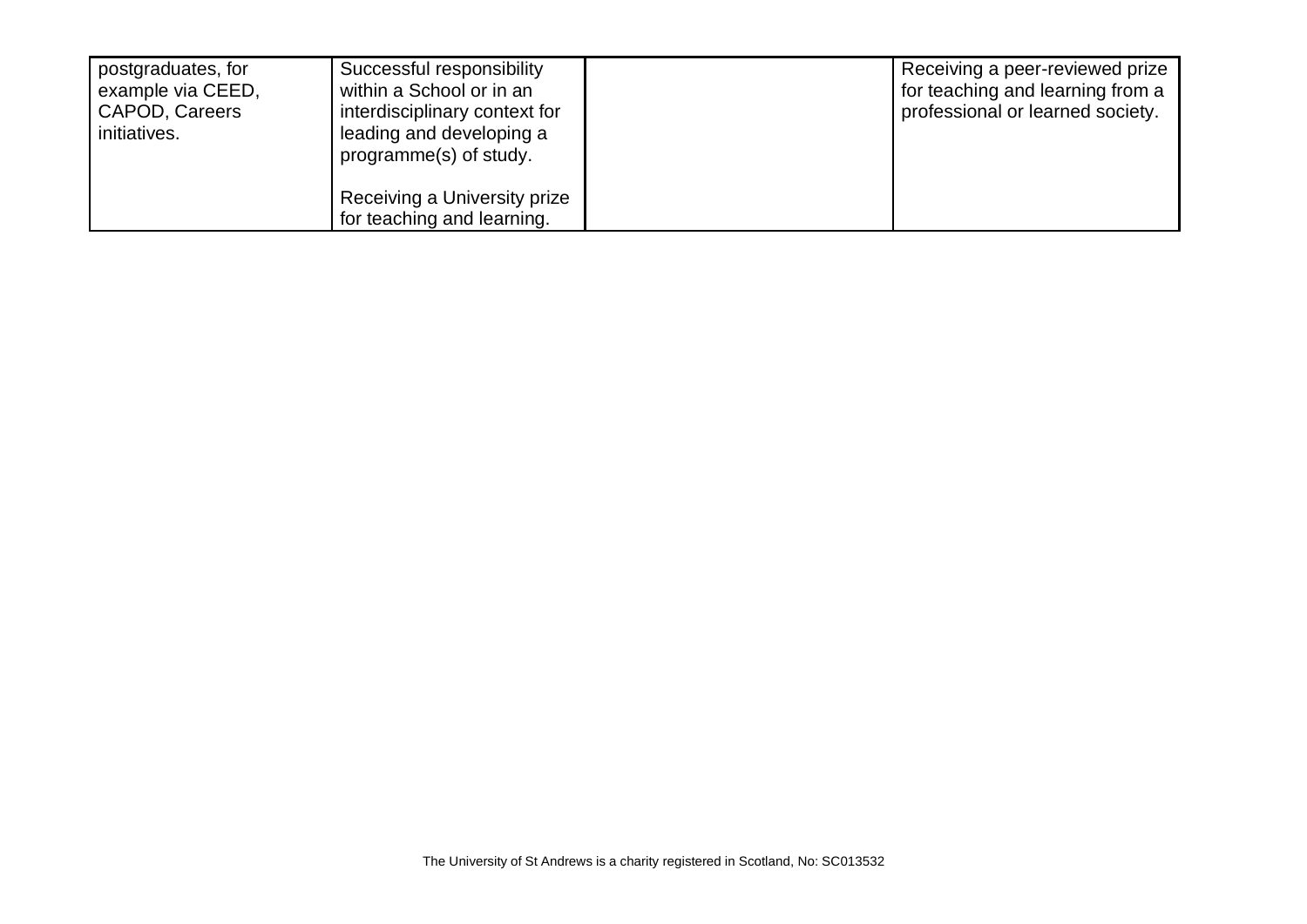| | | | |
|---|---|---|---|
| postgraduates, for example via CEED, CAPOD, Careers initiatives. | Successful responsibility within a School or in an interdisciplinary context for leading and developing a programme(s) of study.<br><br>Receiving a University prize for teaching and learning. | | Receiving a peer-reviewed prize for teaching and learning from a professional or learned society. |

The University of St Andrews is a charity registered in Scotland, No: SC013532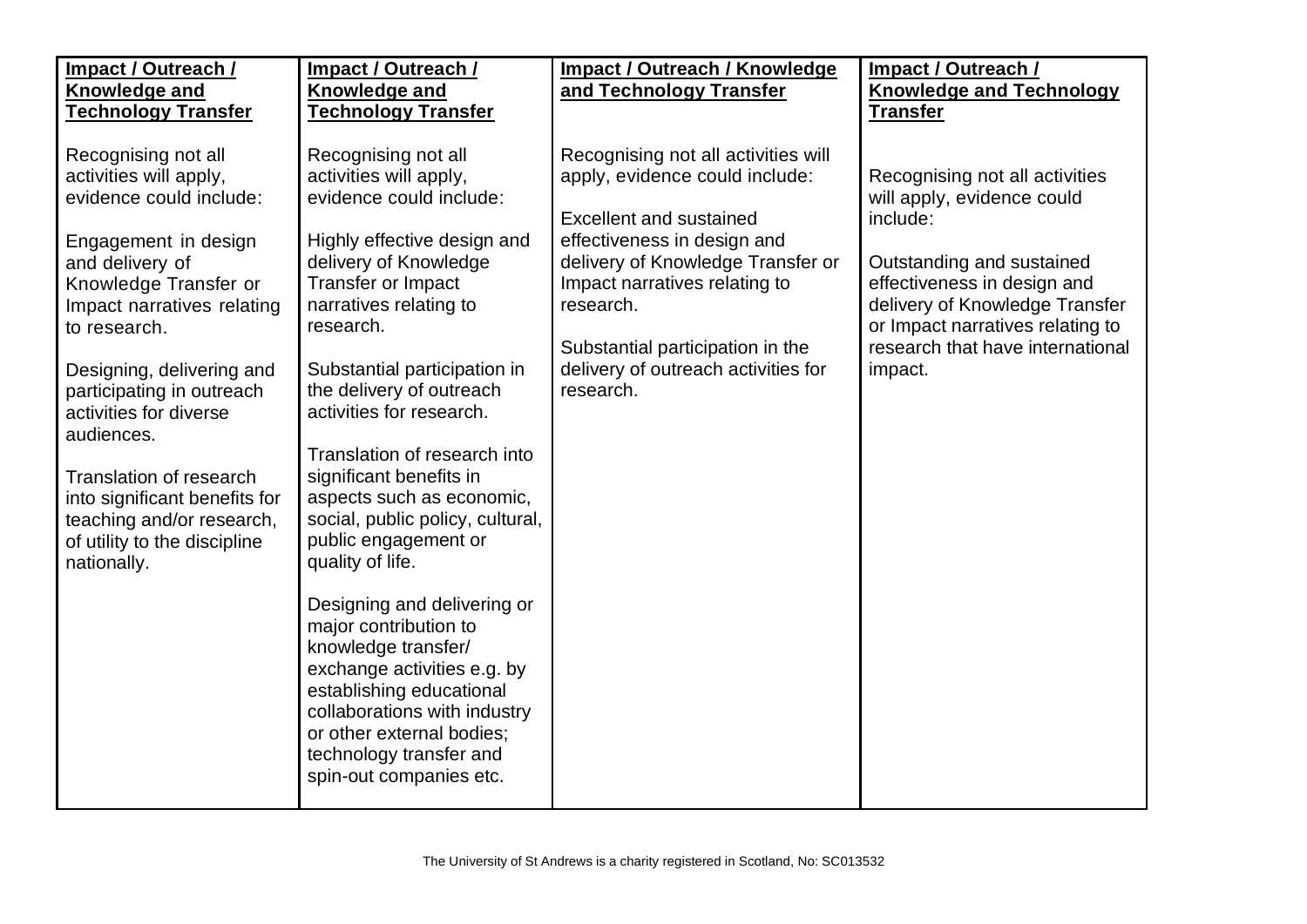| **Impact / Outreach / Knowledge and Technology Transfer** | **Impact / Outreach / Knowledge and Technology Transfer** | **Impact / Outreach / Knowledge and Technology Transfer** | **Impact / Outreach / Knowledge and Technology Transfer** |
|---|---|---|---|
| Recognising not all activities will apply, evidence could include:<br><br>Engagement in design and delivery of Knowledge Transfer or Impact narratives relating to research.<br><br>Designing, delivering and participating in outreach activities for diverse audiences.<br><br>Translation of research into significant benefits for teaching and/or research, of utility to the discipline nationally. | Recognising not all activities will apply, evidence could include:<br><br>Highly effective design and delivery of Knowledge Transfer or Impact narratives relating to research.<br><br>Substantial participation in the delivery of outreach activities for research.<br><br>Translation of research into significant benefits in aspects such as economic, social, public policy, cultural, public engagement or quality of life.<br><br>Designing and delivering or major contribution to knowledge transfer/ exchange activities e.g. by establishing educational collaborations with industry or other external bodies; technology transfer and spin-out companies etc. | Recognising not all activities will apply, evidence could include:<br><br>Excellent and sustained effectiveness in design and delivery of Knowledge Transfer or Impact narratives relating to research.<br><br>Substantial participation in the delivery of outreach activities for research. | Recognising not all activities will apply, evidence could include:<br><br>Outstanding and sustained effectiveness in design and delivery of Knowledge Transfer or Impact narratives relating to research that have international impact. |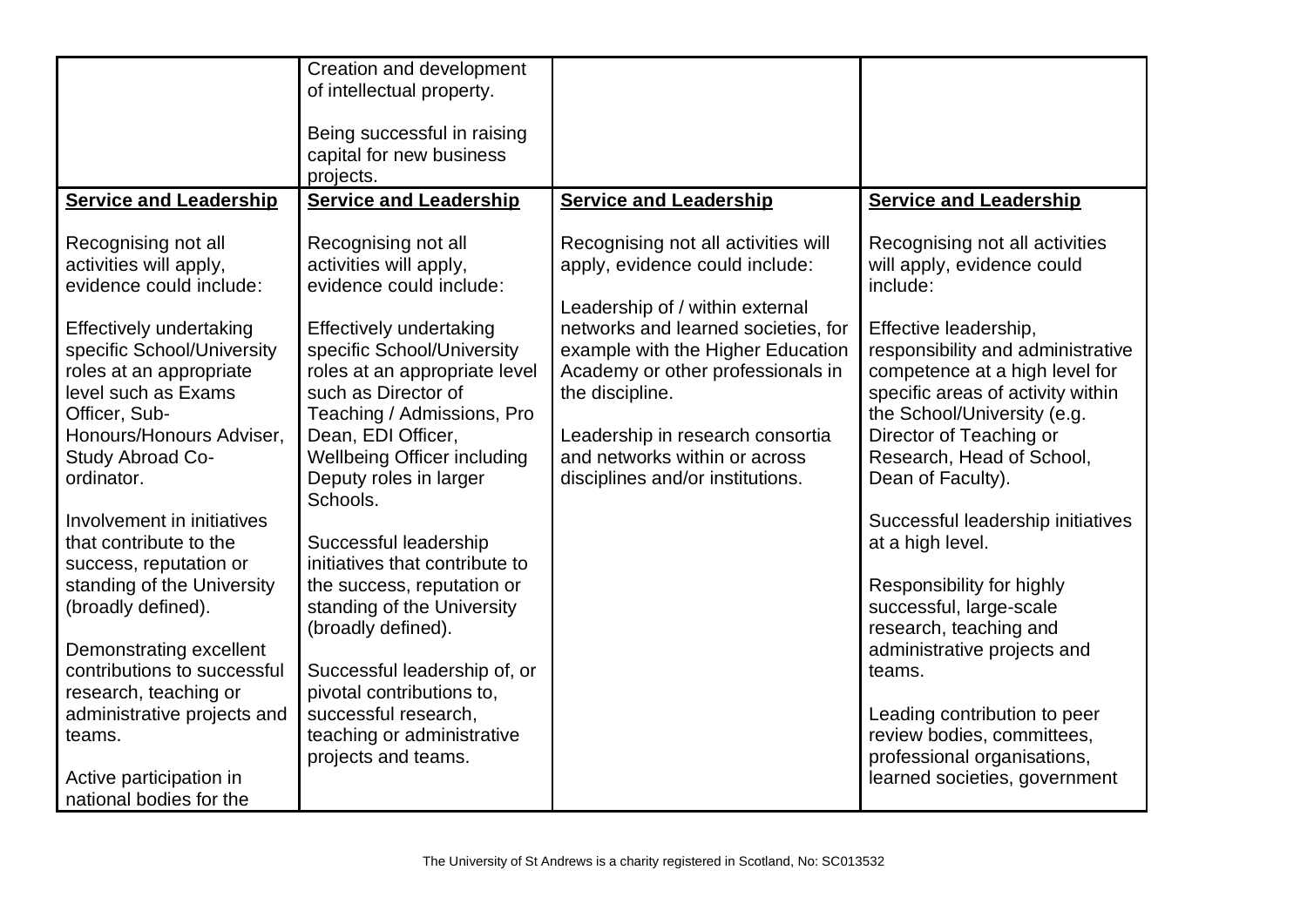| | | | |
|---|---|---|---|
| | Creation and development of intellectual property.<br><br>Being successful in raising capital for new business projects. | | |
| **Service and Leadership**<br><br>Recognising not all activities will apply, evidence could include:<br><br>Effectively undertaking specific School/University roles at an appropriate level such as Exams Officer, Sub-Honours/Honours Adviser, Study Abroad Co-ordinator.<br><br>Involvement in initiatives that contribute to the success, reputation or standing of the University (broadly defined).<br><br>Demonstrating excellent contributions to successful research, teaching or administrative projects and teams.<br><br>Active participation in national bodies for the | **Service and Leadership**<br><br>Recognising not all activities will apply, evidence could include:<br><br>Effectively undertaking specific School/University roles at an appropriate level such as Director of Teaching / Admissions, Pro Dean, EDI Officer, Wellbeing Officer including Deputy roles in larger Schools.<br><br>Successful leadership initiatives that contribute to the success, reputation or standing of the University (broadly defined).<br><br>Successful leadership of, or pivotal contributions to, successful research, teaching or administrative projects and teams. | **Service and Leadership**<br><br>Recognising not all activities will apply, evidence could include:<br><br>Leadership of / within external networks and learned societies, for example with the Higher Education Academy or other professionals in the discipline.<br><br>Leadership in research consortia and networks within or across disciplines and/or institutions. | **Service and Leadership**<br><br>Recognising not all activities will apply, evidence could include:<br><br>Effective leadership, responsibility and administrative competence at a high level for specific areas of activity within the School/University (e.g. Director of Teaching or Research, Head of School, Dean of Faculty).<br><br>Successful leadership initiatives at a high level.<br><br>Responsibility for highly successful, large-scale research, teaching and administrative projects and teams.<br><br>Leading contribution to peer review bodies, committees, professional organisations, learned societies, government |

The University of St Andrews is a charity registered in Scotland, No: SC013532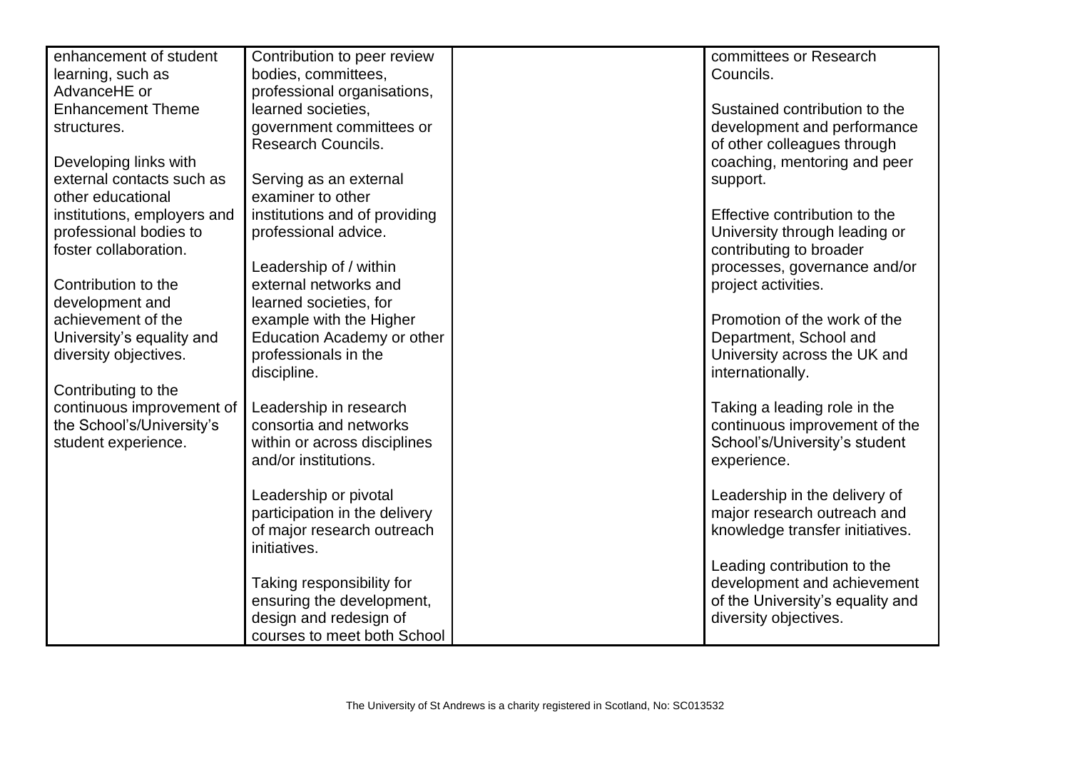| | | | |
|---|---|---|---|
| enhancement of student learning, such as AdvanceHE or Enhancement Theme structures.<br><br>Developing links with external contacts such as other educational institutions, employers and professional bodies to foster collaboration.<br><br>Contribution to the development and achievement of the University's equality and diversity objectives.<br><br>Contributing to the continuous improvement of the School's/University's student experience. | Contribution to peer review bodies, committees, professional organisations, learned societies, government committees or Research Councils.<br><br>Serving as an external examiner to other institutions and of providing professional advice.<br><br>Leadership of / within external networks and learned societies, for example with the Higher Education Academy or other professionals in the discipline.<br><br>Leadership in research consortia and networks within or across disciplines and/or institutions.<br><br>Leadership or pivotal participation in the delivery of major research outreach initiatives.<br><br>Taking responsibility for ensuring the development, design and redesign of courses to meet both School | | committees or Research Councils.<br><br>Sustained contribution to the development and performance of other colleagues through coaching, mentoring and peer support.<br><br>Effective contribution to the University through leading or contributing to broader processes, governance and/or project activities.<br><br>Promotion of the work of the Department, School and University across the UK and internationally.<br><br>Taking a leading role in the continuous improvement of the School's/University's student experience.<br><br>Leadership in the delivery of major research outreach and knowledge transfer initiatives.<br><br>Leading contribution to the development and achievement of the University's equality and diversity objectives. |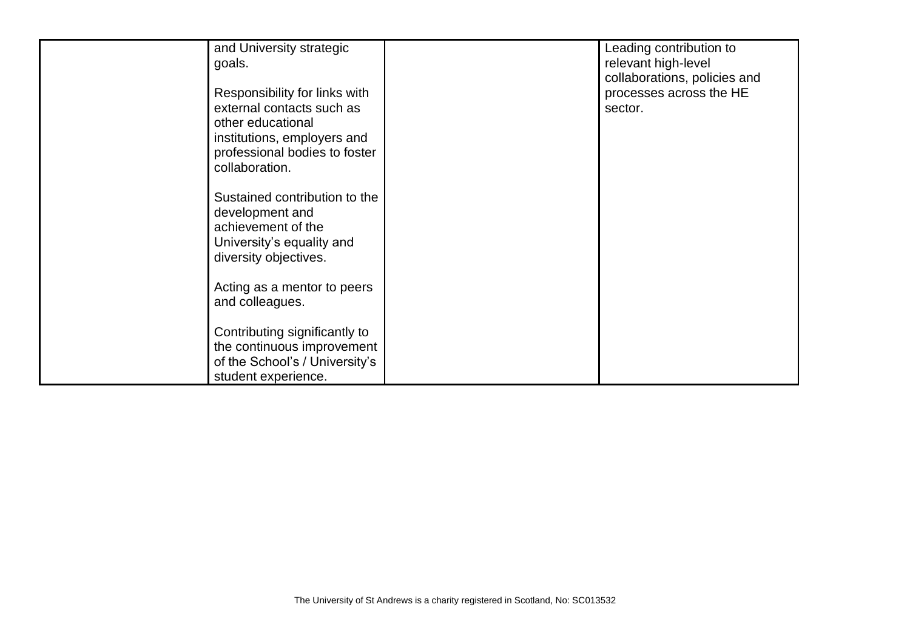| | | | |
|---|---|---|---|
| | and University strategic goals.<br><br>Responsibility for links with external contacts such as other educational institutions, employers and professional bodies to foster collaboration.<br><br>Sustained contribution to the development and achievement of the University's equality and diversity objectives.<br><br>Acting as a mentor to peers and colleagues.<br><br>Contributing significantly to the continuous improvement of the School's / University's student experience. | | Leading contribution to relevant high-level collaborations, policies and processes across the HE sector. |

The University of St Andrews is a charity registered in Scotland, No: SC013532